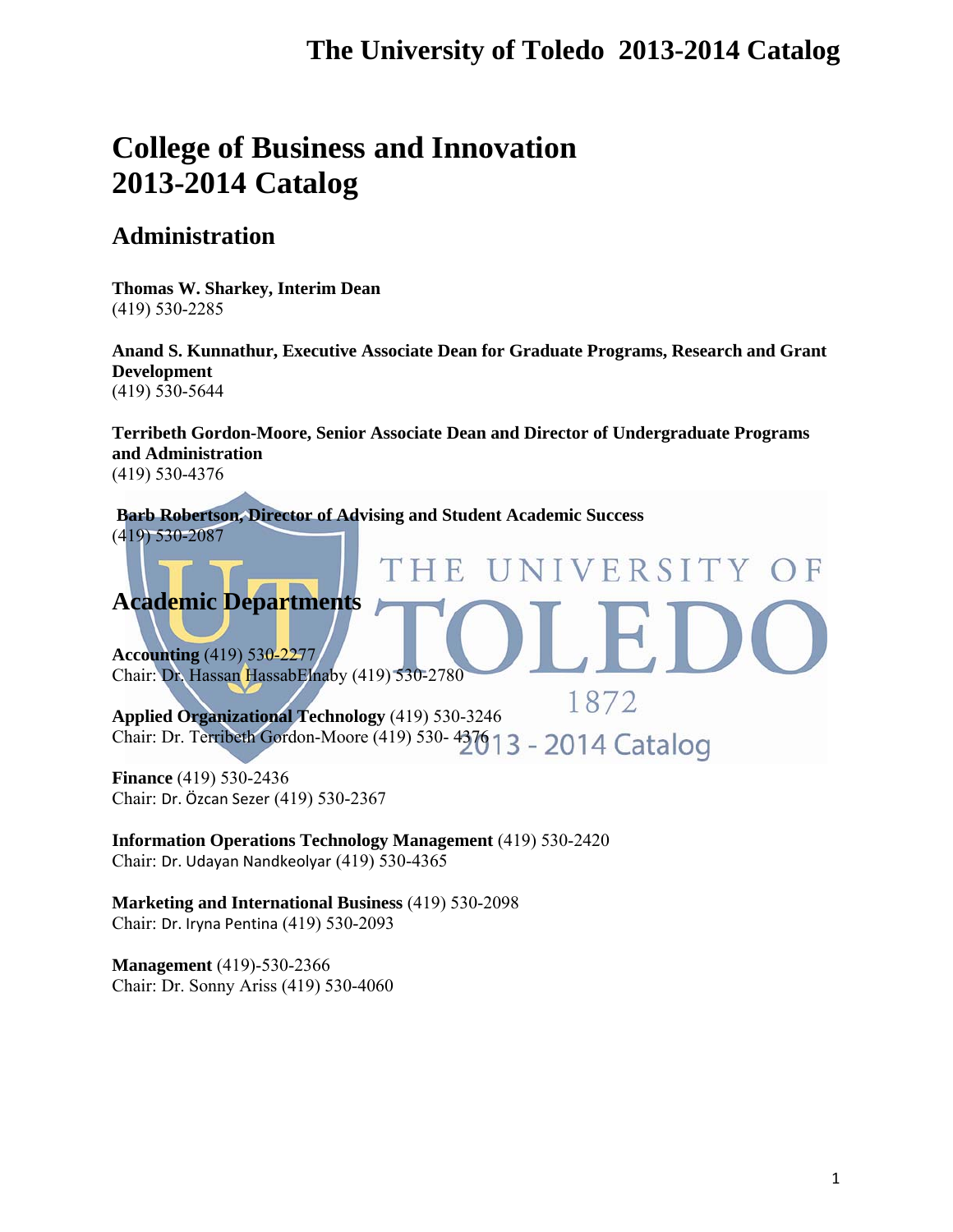# College of Business and Innovation 2013-2014 Catalog

## Administration

**Thomas W. Sharkey, Interim Dean**
(419) 530-2285

**Anand S. Kunnathur, Executive Associate Dean for Graduate Programs, Research and Grant Development**
(419) 530-5644

**Terribeth Gordon-Moore, Senior Associate Dean and Director of Undergraduate Programs and Administration**
(419) 530-4376

**Barb Robertson, Director of Advising and Student Academic Success**
(419) 530-2087

## Academic Departments

**Accounting** (419) 530-2277
Chair: Dr. Hassan HassabElnaby (419) 530-2780

**Applied Organizational Technology** (419) 530-3246
Chair: Dr. Terribeth Gordon-Moore (419) 530- 4376

**Finance** (419) 530-2436
Chair: Dr. Özcan Sezer (419) 530-2367

**Information Operations Technology Management** (419) 530-2420
Chair: Dr. Udayan Nandkeolyar (419) 530-4365

**Marketing and International Business** (419) 530-2098
Chair: Dr. Iryna Pentina (419) 530-2093

**Management** (419)-530-2366
Chair: Dr. Sonny Ariss (419) 530-4060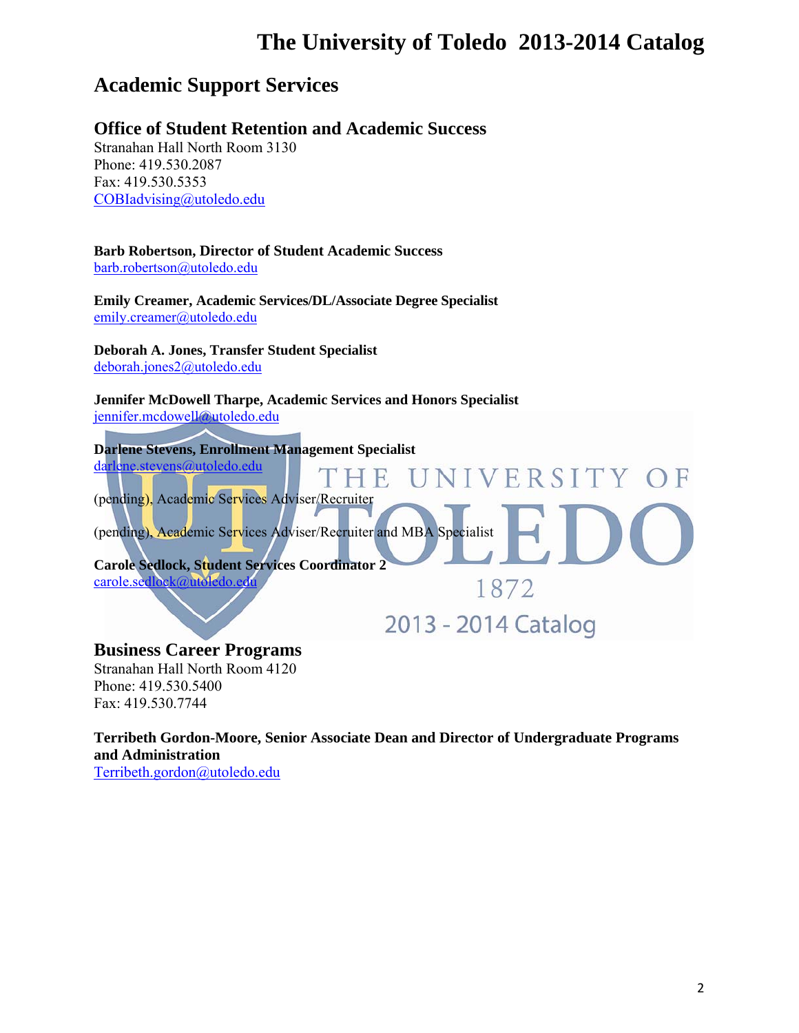## Academic Support Services

### Office of Student Retention and Academic Success

Stranahan Hall North Room 3130
Phone: 419.530.2087
Fax: 419.530.5353
COBIadvising@utoledo.edu

**Barb Robertson, Director of Student Academic Success**
barb.robertson@utoledo.edu

**Emily Creamer, Academic Services/DL/Associate Degree Specialist**
emily.creamer@utoledo.edu

**Deborah A. Jones, Transfer Student Specialist**
deborah.jones2@utoledo.edu

**Jennifer McDowell Tharpe, Academic Services and Honors Specialist**
jennifer.mcdowell@utoledo.edu

**Darlene Stevens, Enrollment Management Specialist**
darlene.stevens@utoledo.edu

(pending), Academic Services Adviser/Recruiter

(pending), Academic Services Adviser/Recruiter and MBA Specialist

**Carole Sedlock, Student Services Coordinator 2**
carole.sedlock@utoledo.edu

### Business Career Programs

Stranahan Hall North Room 4120
Phone: 419.530.5400
Fax: 419.530.7744

**Terribeth Gordon-Moore, Senior Associate Dean and Director of Undergraduate Programs and Administration**
Terribeth.gordon@utoledo.edu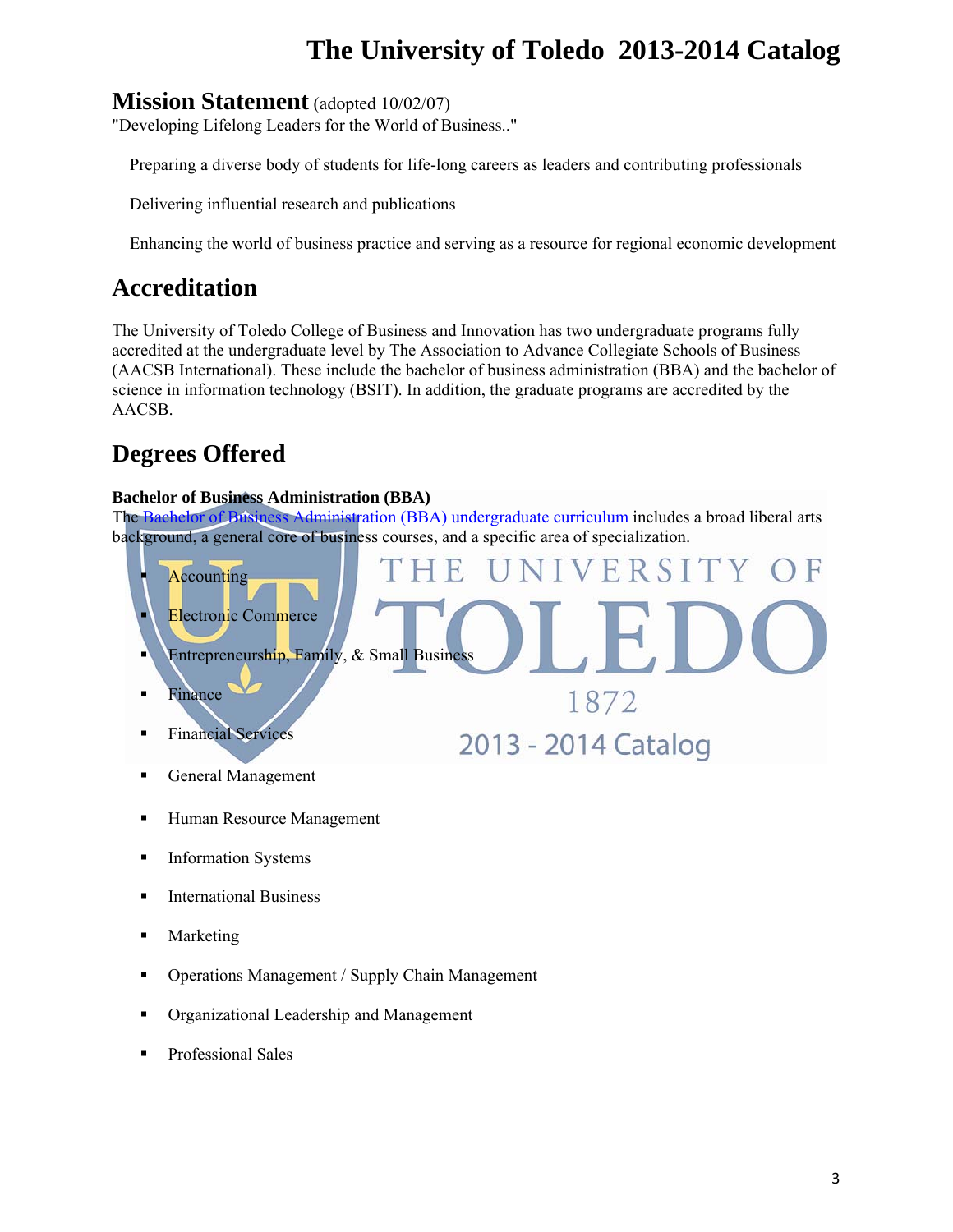## Mission Statement (adopted 10/02/07)

"Developing Lifelong Leaders for the World of Business.."

Preparing a diverse body of students for life-long careers as leaders and contributing professionals

Delivering influential research and publications

Enhancing the world of business practice and serving as a resource for regional economic development

## Accreditation

The University of Toledo College of Business and Innovation has two undergraduate programs fully accredited at the undergraduate level by The Association to Advance Collegiate Schools of Business (AACSB International). These include the bachelor of business administration (BBA) and the bachelor of science in information technology (BSIT). In addition, the graduate programs are accredited by the AACSB.

## Degrees Offered

**Bachelor of Business Administration (BBA)**

The Bachelor of Business Administration (BBA) undergraduate curriculum includes a broad liberal arts background, a general core of business courses, and a specific area of specialization.

- Accounting
- Electronic Commerce
- Entrepreneurship, Family, & Small Business
- Finance
- Financial Services
- General Management
- Human Resource Management
- Information Systems
- International Business
- Marketing
- Operations Management / Supply Chain Management
- Organizational Leadership and Management
- Professional Sales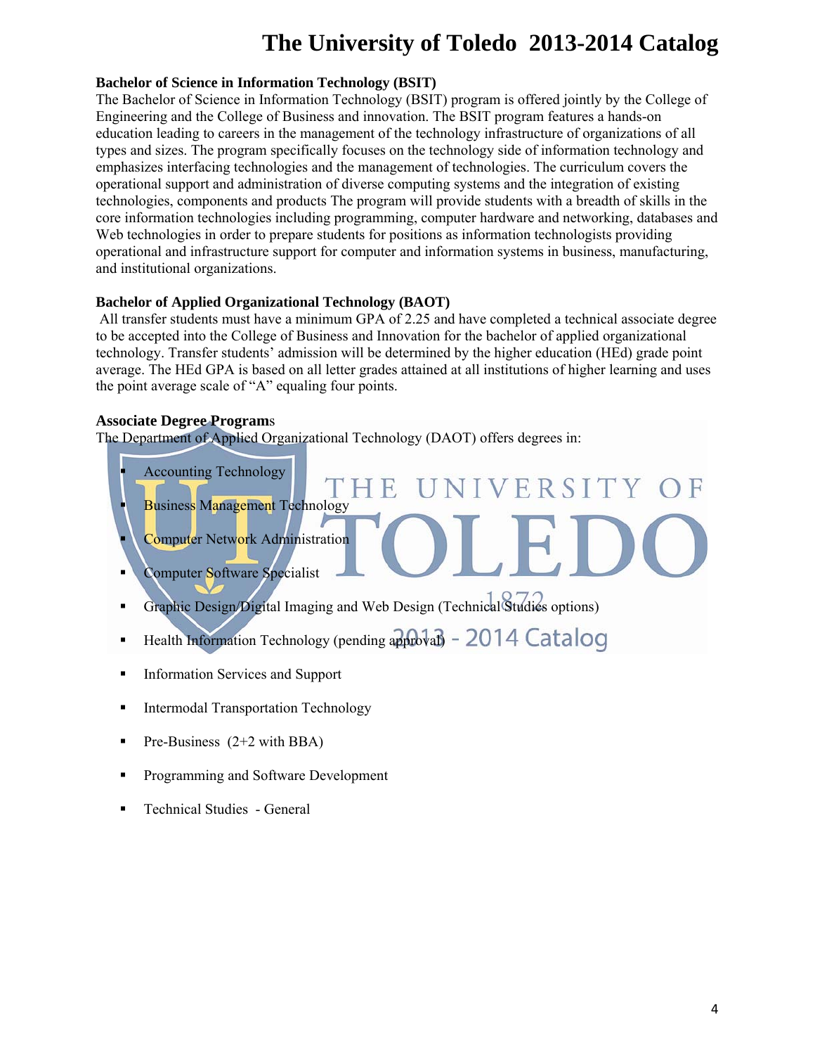### Bachelor of Science in Information Technology (BSIT)

The Bachelor of Science in Information Technology (BSIT) program is offered jointly by the College of Engineering and the College of Business and innovation. The BSIT program features a hands-on education leading to careers in the management of the technology infrastructure of organizations of all types and sizes. The program specifically focuses on the technology side of information technology and emphasizes interfacing technologies and the management of technologies. The curriculum covers the operational support and administration of diverse computing systems and the integration of existing technologies, components and products The program will provide students with a breadth of skills in the core information technologies including programming, computer hardware and networking, databases and Web technologies in order to prepare students for positions as information technologists providing operational and infrastructure support for computer and information systems in business, manufacturing, and institutional organizations.

### Bachelor of Applied Organizational Technology (BAOT)

All transfer students must have a minimum GPA of 2.25 and have completed a technical associate degree to be accepted into the College of Business and Innovation for the bachelor of applied organizational technology. Transfer students' admission will be determined by the higher education (HEd) grade point average. The HEd GPA is based on all letter grades attained at all institutions of higher learning and uses the point average scale of "A" equaling four points.

### Associate Degree Programs

The Department of Applied Organizational Technology (DAOT) offers degrees in:

- Accounting Technology
- Business Management Technology
- Computer Network Administration
- Computer Software Specialist
- Graphic Design/Digital Imaging and Web Design (Technical Studies options)
- Health Information Technology (pending approval)
- Information Services and Support
- Intermodal Transportation Technology
- Pre-Business (2+2 with BBA)
- Programming and Software Development
- Technical Studies - General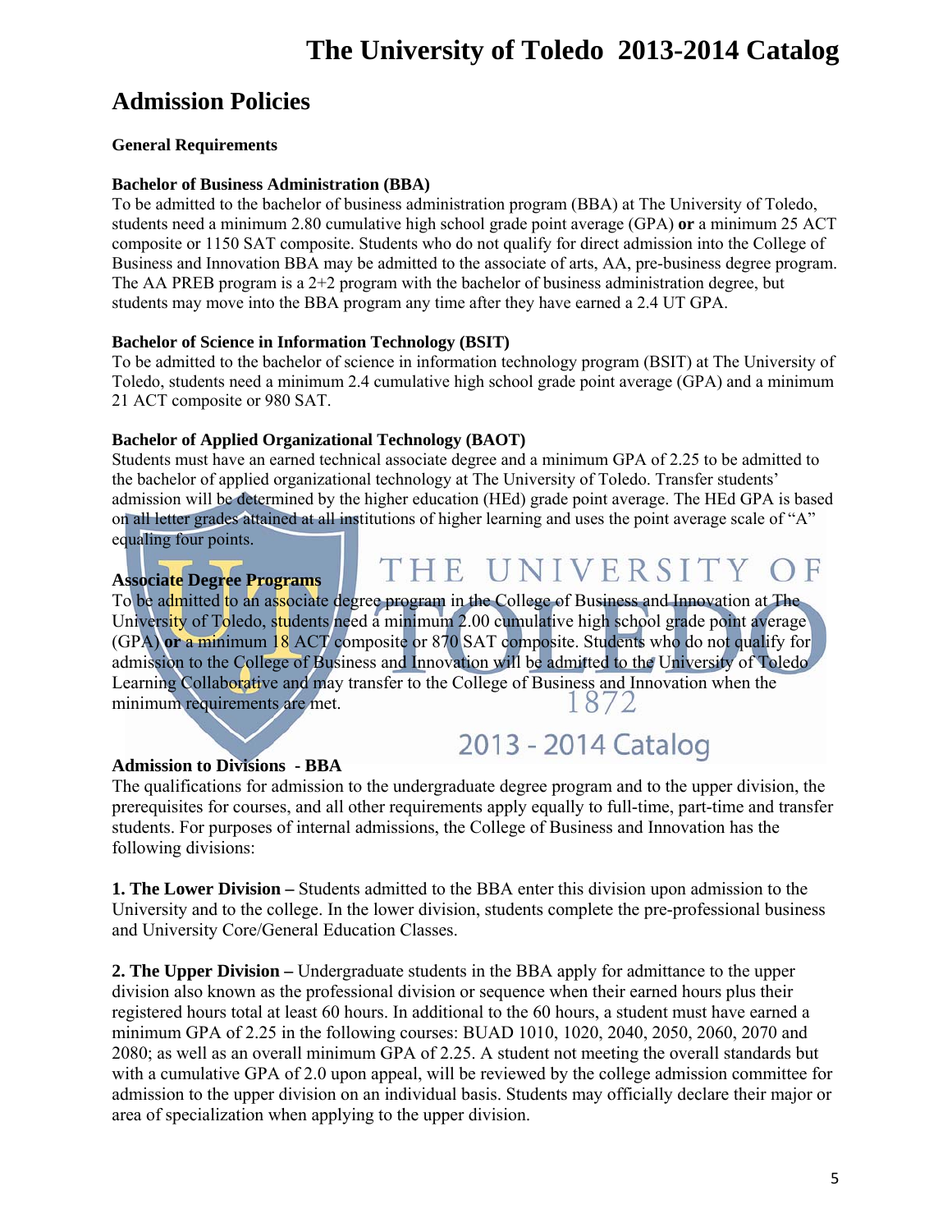## Admission Policies

### General Requirements

**Bachelor of Business Administration (BBA)**
To be admitted to the bachelor of business administration program (BBA) at The University of Toledo, students need a minimum 2.80 cumulative high school grade point average (GPA) **or** a minimum 25 ACT composite or 1150 SAT composite. Students who do not qualify for direct admission into the College of Business and Innovation BBA may be admitted to the associate of arts, AA, pre-business degree program. The AA PREB program is a 2+2 program with the bachelor of business administration degree, but students may move into the BBA program any time after they have earned a 2.4 UT GPA.

**Bachelor of Science in Information Technology (BSIT)**
To be admitted to the bachelor of science in information technology program (BSIT) at The University of Toledo, students need a minimum 2.4 cumulative high school grade point average (GPA) and a minimum 21 ACT composite or 980 SAT.

**Bachelor of Applied Organizational Technology (BAOT)**
Students must have an earned technical associate degree and a minimum GPA of 2.25 to be admitted to the bachelor of applied organizational technology at The University of Toledo. Transfer students' admission will be determined by the higher education (HEd) grade point average. The HEd GPA is based on all letter grades attained at all institutions of higher learning and uses the point average scale of "A" equaling four points.

**Associate Degree Programs**
To be admitted to an associate degree program in the College of Business and Innovation at The University of Toledo, students need a minimum 2.00 cumulative high school grade point average (GPA) **or** a minimum 18 ACT composite or 870 SAT composite. Students who do not qualify for admission to the College of Business and Innovation will be admitted to the University of Toledo Learning Collaborative and may transfer to the College of Business and Innovation when the minimum requirements are met.

### Admission to Divisions - BBA

The qualifications for admission to the undergraduate degree program and to the upper division, the prerequisites for courses, and all other requirements apply equally to full-time, part-time and transfer students. For purposes of internal admissions, the College of Business and Innovation has the following divisions:

**1. The Lower Division –** Students admitted to the BBA enter this division upon admission to the University and to the college. In the lower division, students complete the pre-professional business and University Core/General Education Classes.

**2. The Upper Division –** Undergraduate students in the BBA apply for admittance to the upper division also known as the professional division or sequence when their earned hours plus their registered hours total at least 60 hours. In additional to the 60 hours, a student must have earned a minimum GPA of 2.25 in the following courses: BUAD 1010, 1020, 2040, 2050, 2060, 2070 and 2080; as well as an overall minimum GPA of 2.25. A student not meeting the overall standards but with a cumulative GPA of 2.0 upon appeal, will be reviewed by the college admission committee for admission to the upper division on an individual basis. Students may officially declare their major or area of specialization when applying to the upper division.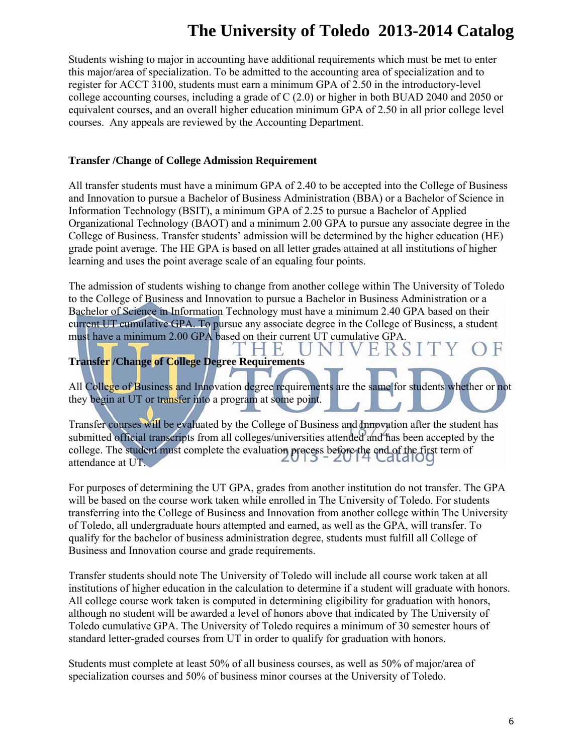Students wishing to major in accounting have additional requirements which must be met to enter this major/area of specialization. To be admitted to the accounting area of specialization and to register for ACCT 3100, students must earn a minimum GPA of 2.50 in the introductory-level college accounting courses, including a grade of C (2.0) or higher in both BUAD 2040 and 2050 or equivalent courses, and an overall higher education minimum GPA of 2.50 in all prior college level courses. Any appeals are reviewed by the Accounting Department.

**Transfer /Change of College Admission Requirement**

All transfer students must have a minimum GPA of 2.40 to be accepted into the College of Business and Innovation to pursue a Bachelor of Business Administration (BBA) or a Bachelor of Science in Information Technology (BSIT), a minimum GPA of 2.25 to pursue a Bachelor of Applied Organizational Technology (BAOT) and a minimum 2.00 GPA to pursue any associate degree in the College of Business. Transfer students' admission will be determined by the higher education (HE) grade point average. The HE GPA is based on all letter grades attained at all institutions of higher learning and uses the point average scale of an equaling four points.

The admission of students wishing to change from another college within The University of Toledo to the College of Business and Innovation to pursue a Bachelor in Business Administration or a Bachelor of Science in Information Technology must have a minimum 2.40 GPA based on their current UT cumulative GPA. To pursue any associate degree in the College of Business, a student must have a minimum 2.00 GPA based on their current UT cumulative GPA.

**Transfer /Change of College Degree Requirements**

All College of Business and Innovation degree requirements are the same for students whether or not they begin at UT or transfer into a program at some point.

Transfer courses will be evaluated by the College of Business and Innovation after the student has submitted official transcripts from all colleges/universities attended and has been accepted by the college. The student must complete the evaluation process before the end of the first term of attendance at UT.

For purposes of determining the UT GPA, grades from another institution do not transfer. The GPA will be based on the course work taken while enrolled in The University of Toledo. For students transferring into the College of Business and Innovation from another college within The University of Toledo, all undergraduate hours attempted and earned, as well as the GPA, will transfer. To qualify for the bachelor of business administration degree, students must fulfill all College of Business and Innovation course and grade requirements.

Transfer students should note The University of Toledo will include all course work taken at all institutions of higher education in the calculation to determine if a student will graduate with honors. All college course work taken is computed in determining eligibility for graduation with honors, although no student will be awarded a level of honors above that indicated by The University of Toledo cumulative GPA. The University of Toledo requires a minimum of 30 semester hours of standard letter-graded courses from UT in order to qualify for graduation with honors.

Students must complete at least 50% of all business courses, as well as 50% of major/area of specialization courses and 50% of business minor courses at the University of Toledo.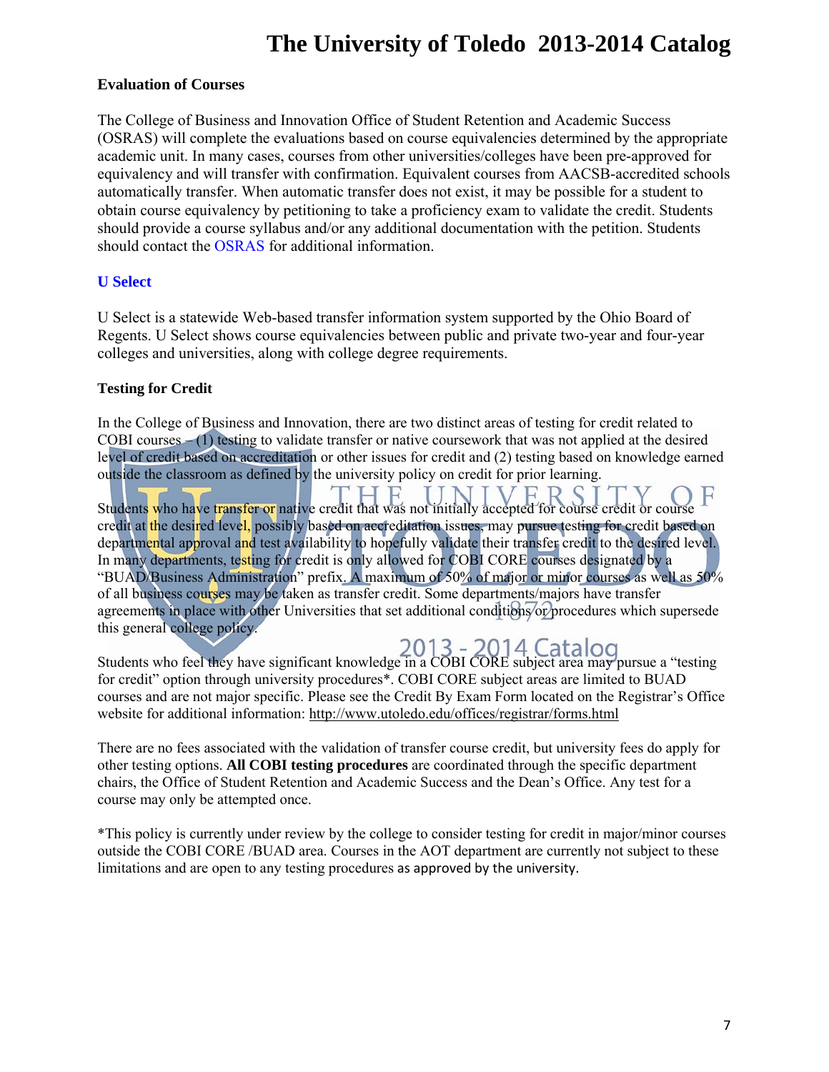### Evaluation of Courses

The College of Business and Innovation Office of Student Retention and Academic Success (OSRAS) will complete the evaluations based on course equivalencies determined by the appropriate academic unit. In many cases, courses from other universities/colleges have been pre-approved for equivalency and will transfer with confirmation. Equivalent courses from AACSB-accredited schools automatically transfer. When automatic transfer does not exist, it may be possible for a student to obtain course equivalency by petitioning to take a proficiency exam to validate the credit. Students should provide a course syllabus and/or any additional documentation with the petition. Students should contact the OSRAS for additional information.

### U Select

U Select is a statewide Web-based transfer information system supported by the Ohio Board of Regents. U Select shows course equivalencies between public and private two-year and four-year colleges and universities, along with college degree requirements.

### Testing for Credit

In the College of Business and Innovation, there are two distinct areas of testing for credit related to COBI courses – (1) testing to validate transfer or native coursework that was not applied at the desired level of credit based on accreditation or other issues for credit and (2) testing based on knowledge earned outside the classroom as defined by the university policy on credit for prior learning.

Students who have transfer or native credit that was not initially accepted for course credit or course credit at the desired level, possibly based on accreditation issues, may pursue testing for credit based on departmental approval and test availability to hopefully validate their transfer credit to the desired level. In many departments, testing for credit is only allowed for COBI CORE courses designated by a "BUAD/Business Administration" prefix. A maximum of 50% of major or minor courses as well as 50% of all business courses may be taken as transfer credit. Some departments/majors have transfer agreements in place with other Universities that set additional conditions or procedures which supersede this general college policy.

Students who feel they have significant knowledge in a COBI CORE subject area may pursue a "testing for credit" option through university procedures*. COBI CORE subject areas are limited to BUAD courses and are not major specific. Please see the Credit By Exam Form located on the Registrar's Office website for additional information: http://www.utoledo.edu/offices/registrar/forms.html

There are no fees associated with the validation of transfer course credit, but university fees do apply for other testing options. **All COBI testing procedures** are coordinated through the specific department chairs, the Office of Student Retention and Academic Success and the Dean's Office. Any test for a course may only be attempted once.

*This policy is currently under review by the college to consider testing for credit in major/minor courses outside the COBI CORE /BUAD area. Courses in the AOT department are currently not subject to these limitations and are open to any testing procedures as approved by the university.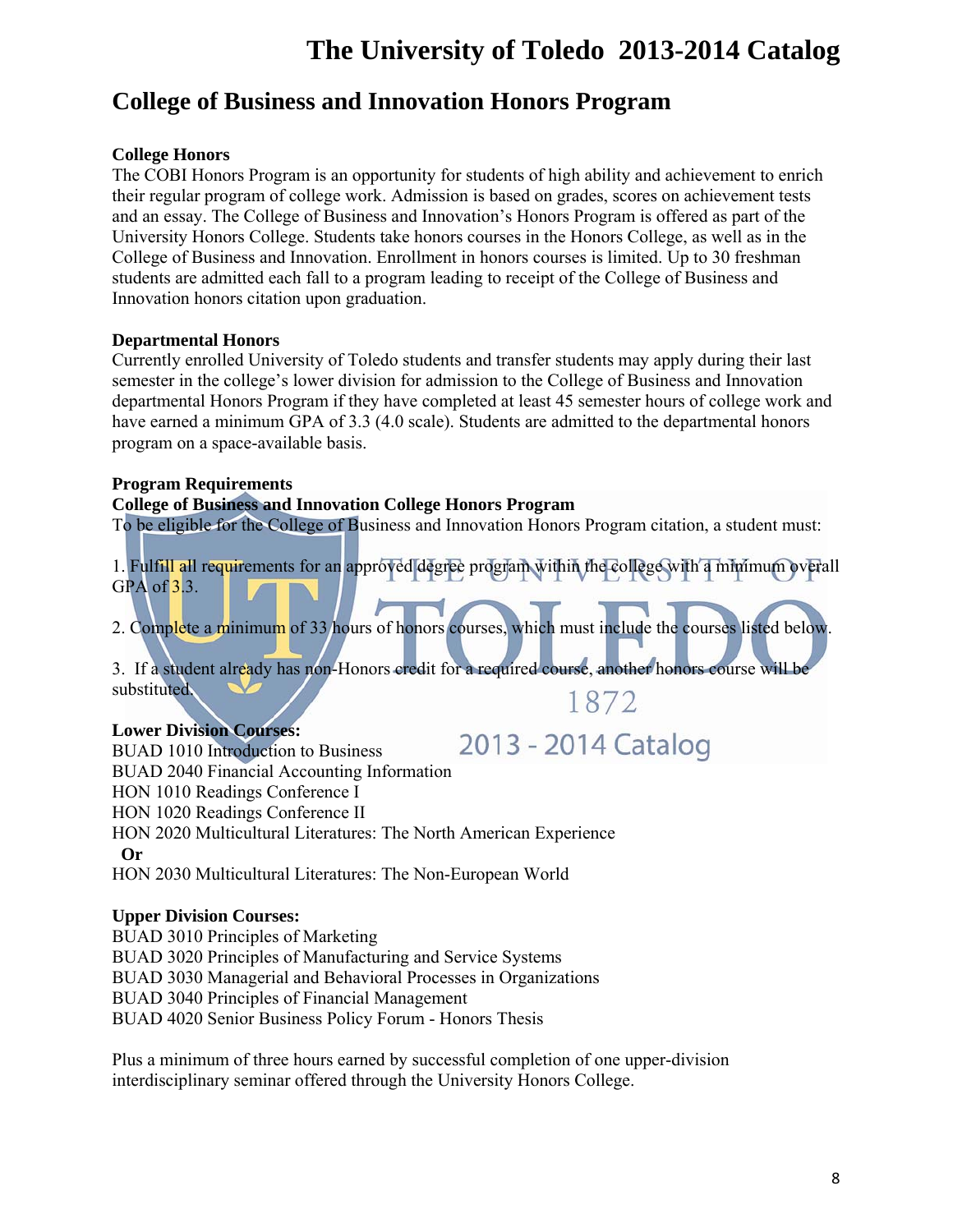## College of Business and Innovation Honors Program

**College Honors**

The COBI Honors Program is an opportunity for students of high ability and achievement to enrich their regular program of college work. Admission is based on grades, scores on achievement tests and an essay. The College of Business and Innovation's Honors Program is offered as part of the University Honors College. Students take honors courses in the Honors College, as well as in the College of Business and Innovation. Enrollment in honors courses is limited. Up to 30 freshman students are admitted each fall to a program leading to receipt of the College of Business and Innovation honors citation upon graduation.

**Departmental Honors**

Currently enrolled University of Toledo students and transfer students may apply during their last semester in the college's lower division for admission to the College of Business and Innovation departmental Honors Program if they have completed at least 45 semester hours of college work and have earned a minimum GPA of 3.3 (4.0 scale). Students are admitted to the departmental honors program on a space-available basis.

**Program Requirements**

**College of Business and Innovation College Honors Program**

To be eligible for the College of Business and Innovation Honors Program citation, a student must:

1. Fulfill all requirements for an approved degree program within the college with a minimum overall GPA of 3.3.

2. Complete a minimum of 33 hours of honors courses, which must include the courses listed below.

3. If a student already has non-Honors credit for a required course, another honors course will be substituted.

**Lower Division Courses:**

BUAD 1010 Introduction to Business
BUAD 2040 Financial Accounting Information
HON 1010 Readings Conference I
HON 1020 Readings Conference II
HON 2020 Multicultural Literatures: The North American Experience
**Or**
HON 2030 Multicultural Literatures: The Non-European World

**Upper Division Courses:**

BUAD 3010 Principles of Marketing
BUAD 3020 Principles of Manufacturing and Service Systems
BUAD 3030 Managerial and Behavioral Processes in Organizations
BUAD 3040 Principles of Financial Management
BUAD 4020 Senior Business Policy Forum - Honors Thesis

Plus a minimum of three hours earned by successful completion of one upper-division interdisciplinary seminar offered through the University Honors College.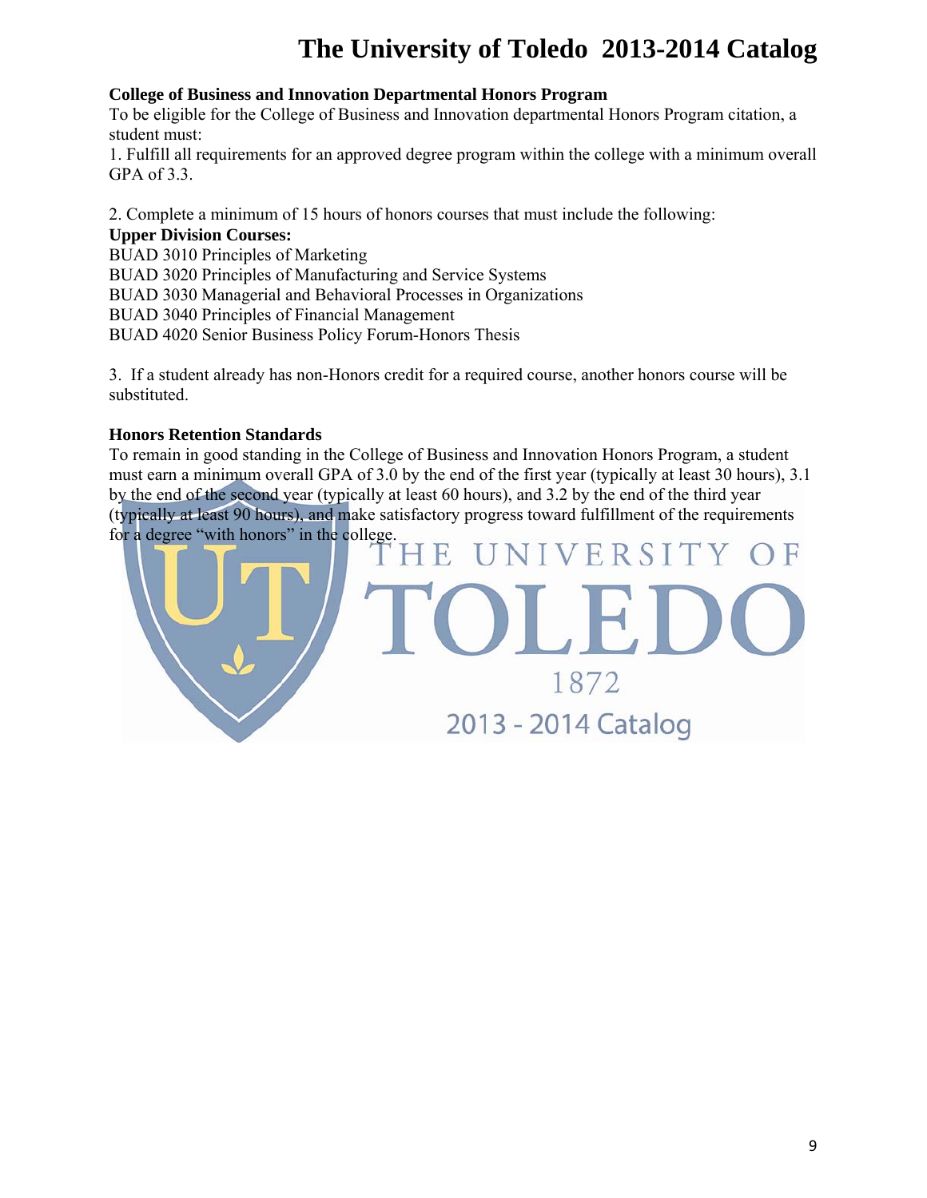### College of Business and Innovation Departmental Honors Program

To be eligible for the College of Business and Innovation departmental Honors Program citation, a student must:

1. Fulfill all requirements for an approved degree program within the college with a minimum overall GPA of 3.3.

2. Complete a minimum of 15 hours of honors courses that must include the following:

**Upper Division Courses:**

BUAD 3010 Principles of Marketing
BUAD 3020 Principles of Manufacturing and Service Systems
BUAD 3030 Managerial and Behavioral Processes in Organizations
BUAD 3040 Principles of Financial Management
BUAD 4020 Senior Business Policy Forum-Honors Thesis

3. If a student already has non-Honors credit for a required course, another honors course will be substituted.

### Honors Retention Standards

To remain in good standing in the College of Business and Innovation Honors Program, a student must earn a minimum overall GPA of 3.0 by the end of the first year (typically at least 30 hours), 3.1 by the end of the second year (typically at least 60 hours), and 3.2 by the end of the third year (typically at least 90 hours), and make satisfactory progress toward fulfillment of the requirements for a degree "with honors" in the college.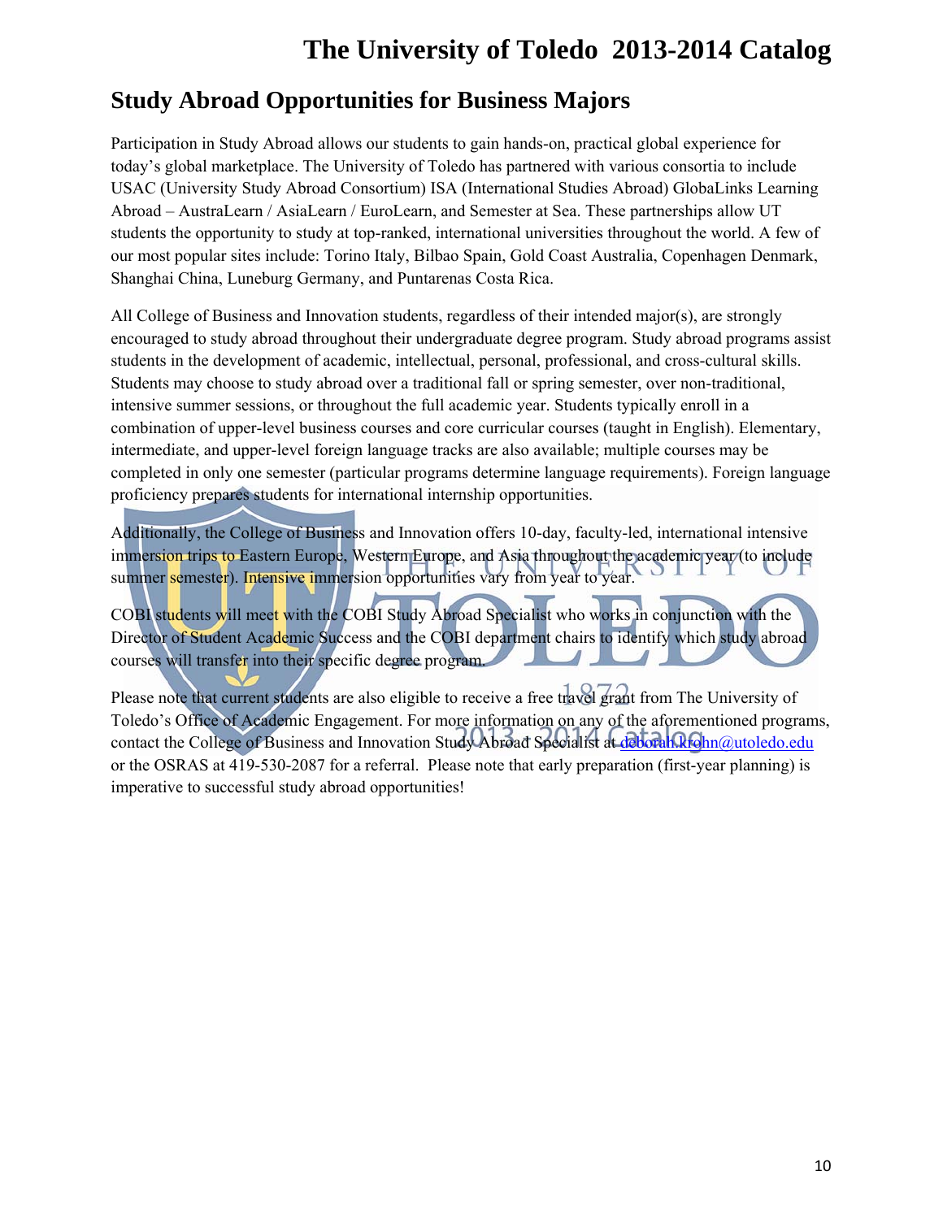## Study Abroad Opportunities for Business Majors

Participation in Study Abroad allows our students to gain hands-on, practical global experience for today's global marketplace. The University of Toledo has partnered with various consortia to include USAC (University Study Abroad Consortium) ISA (International Studies Abroad) GlobaLinks Learning Abroad – AustraLearn / AsiaLearn / EuroLearn, and Semester at Sea. These partnerships allow UT students the opportunity to study at top-ranked, international universities throughout the world. A few of our most popular sites include: Torino Italy, Bilbao Spain, Gold Coast Australia, Copenhagen Denmark, Shanghai China, Luneburg Germany, and Puntarenas Costa Rica.

All College of Business and Innovation students, regardless of their intended major(s), are strongly encouraged to study abroad throughout their undergraduate degree program. Study abroad programs assist students in the development of academic, intellectual, personal, professional, and cross-cultural skills. Students may choose to study abroad over a traditional fall or spring semester, over non-traditional, intensive summer sessions, or throughout the full academic year. Students typically enroll in a combination of upper-level business courses and core curricular courses (taught in English). Elementary, intermediate, and upper-level foreign language tracks are also available; multiple courses may be completed in only one semester (particular programs determine language requirements). Foreign language proficiency prepares students for international internship opportunities.

Additionally, the College of Business and Innovation offers 10-day, faculty-led, international intensive immersion trips to Eastern Europe, Western Europe, and Asia throughout the academic year (to include summer semester). Intensive immersion opportunities vary from year to year.

COBI students will meet with the COBI Study Abroad Specialist who works in conjunction with the Director of Student Academic Success and the COBI department chairs to identify which study abroad courses will transfer into their specific degree program.

Please note that current students are also eligible to receive a free travel grant from The University of Toledo's Office of Academic Engagement. For more information on any of the aforementioned programs, contact the College of Business and Innovation Study Abroad Specialist at deborah.krohn@utoledo.edu or the OSRAS at 419-530-2087 for a referral. Please note that early preparation (first-year planning) is imperative to successful study abroad opportunities!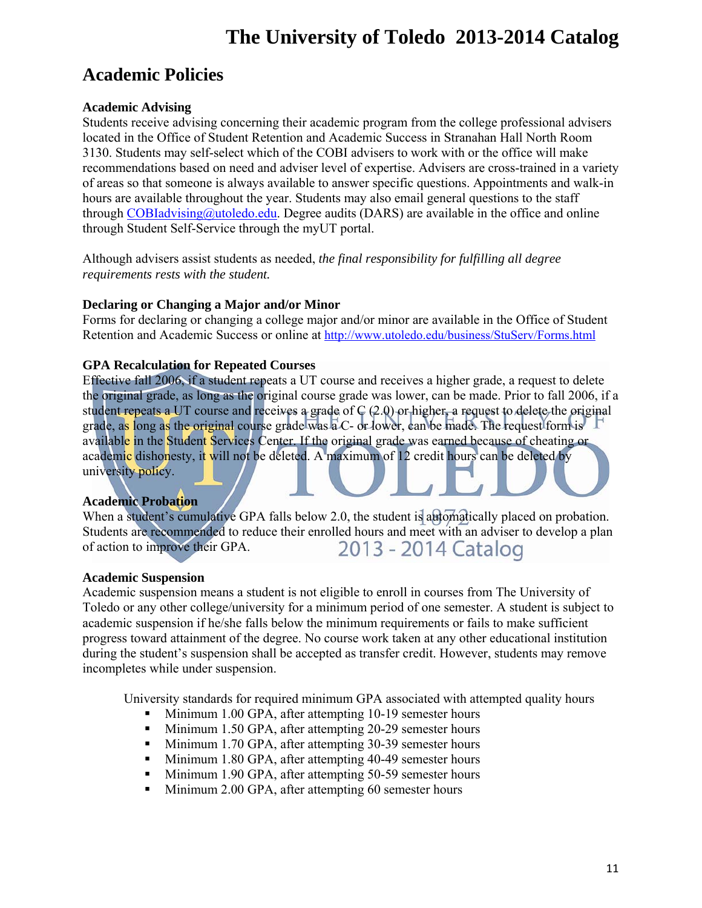## Academic Policies

### Academic Advising

Students receive advising concerning their academic program from the college professional advisers located in the Office of Student Retention and Academic Success in Stranahan Hall North Room 3130. Students may self-select which of the COBI advisers to work with or the office will make recommendations based on need and adviser level of expertise. Advisers are cross-trained in a variety of areas so that someone is always available to answer specific questions. Appointments and walk-in hours are available throughout the year. Students may also email general questions to the staff through COBIadvising@utoledo.edu. Degree audits (DARS) are available in the office and online through Student Self-Service through the myUT portal.

Although advisers assist students as needed, *the final responsibility for fulfilling all degree requirements rests with the student.*

### Declaring or Changing a Major and/or Minor

Forms for declaring or changing a college major and/or minor are available in the Office of Student Retention and Academic Success or online at http://www.utoledo.edu/business/StuServ/Forms.html

### GPA Recalculation for Repeated Courses

Effective fall 2006, if a student repeats a UT course and receives a higher grade, a request to delete the original grade, as long as the original course grade was lower, can be made. Prior to fall 2006, if a student repeats a UT course and receives a grade of C (2.0) or higher, a request to delete the original grade, as long as the original course grade was a C- or lower, can be made. The request form is available in the Student Services Center. If the original grade was earned because of cheating or academic dishonesty, it will not be deleted. A maximum of 12 credit hours can be deleted by university policy.

### Academic Probation

When a student's cumulative GPA falls below 2.0, the student is automatically placed on probation. Students are recommended to reduce their enrolled hours and meet with an adviser to develop a plan of action to improve their GPA.

### Academic Suspension

Academic suspension means a student is not eligible to enroll in courses from The University of Toledo or any other college/university for a minimum period of one semester. A student is subject to academic suspension if he/she falls below the minimum requirements or fails to make sufficient progress toward attainment of the degree. No course work taken at any other educational institution during the student's suspension shall be accepted as transfer credit. However, students may remove incompletes while under suspension.

University standards for required minimum GPA associated with attempted quality hours

- Minimum 1.00 GPA, after attempting 10-19 semester hours
- Minimum 1.50 GPA, after attempting 20-29 semester hours
- Minimum 1.70 GPA, after attempting 30-39 semester hours
- Minimum 1.80 GPA, after attempting 40-49 semester hours
- Minimum 1.90 GPA, after attempting 50-59 semester hours
- Minimum 2.00 GPA, after attempting 60 semester hours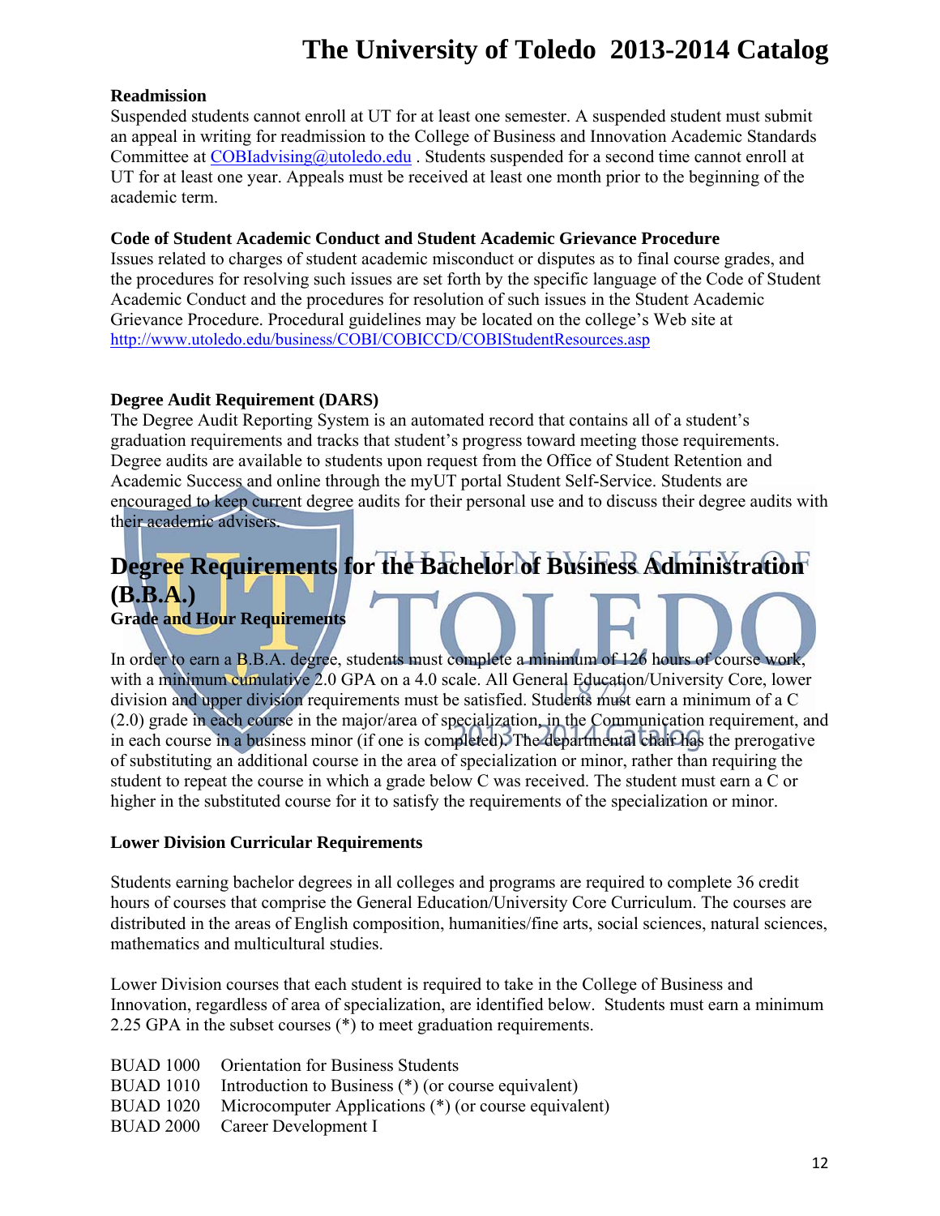### Readmission

Suspended students cannot enroll at UT for at least one semester. A suspended student must submit an appeal in writing for readmission to the College of Business and Innovation Academic Standards Committee at COBIadvising@utoledo.edu . Students suspended for a second time cannot enroll at UT for at least one year. Appeals must be received at least one month prior to the beginning of the academic term.

### Code of Student Academic Conduct and Student Academic Grievance Procedure

Issues related to charges of student academic misconduct or disputes as to final course grades, and the procedures for resolving such issues are set forth by the specific language of the Code of Student Academic Conduct and the procedures for resolution of such issues in the Student Academic Grievance Procedure. Procedural guidelines may be located on the college's Web site at http://www.utoledo.edu/business/COBI/COBICCD/COBIStudentResources.asp

### Degree Audit Requirement (DARS)

The Degree Audit Reporting System is an automated record that contains all of a student's graduation requirements and tracks that student's progress toward meeting those requirements. Degree audits are available to students upon request from the Office of Student Retention and Academic Success and online through the myUT portal Student Self-Service. Students are encouraged to keep current degree audits for their personal use and to discuss their degree audits with their academic advisers.

## Degree Requirements for the Bachelor of Business Administration (B.B.A.)

### Grade and Hour Requirements

In order to earn a B.B.A. degree, students must complete a minimum of 126 hours of course work, with a minimum cumulative 2.0 GPA on a 4.0 scale. All General Education/University Core, lower division and upper division requirements must be satisfied. Students must earn a minimum of a C (2.0) grade in each course in the major/area of specialization, in the Communication requirement, and in each course in a business minor (if one is completed). The departmental chair has the prerogative of substituting an additional course in the area of specialization or minor, rather than requiring the student to repeat the course in which a grade below C was received. The student must earn a C or higher in the substituted course for it to satisfy the requirements of the specialization or minor.

### Lower Division Curricular Requirements

Students earning bachelor degrees in all colleges and programs are required to complete 36 credit hours of courses that comprise the General Education/University Core Curriculum. The courses are distributed in the areas of English composition, humanities/fine arts, social sciences, natural sciences, mathematics and multicultural studies.

Lower Division courses that each student is required to take in the College of Business and Innovation, regardless of area of specialization, are identified below. Students must earn a minimum 2.25 GPA in the subset courses (*) to meet graduation requirements.

BUAD 1000 Orientation for Business Students
BUAD 1010 Introduction to Business (*) (or course equivalent)
BUAD 1020 Microcomputer Applications (*) (or course equivalent)
BUAD 2000 Career Development I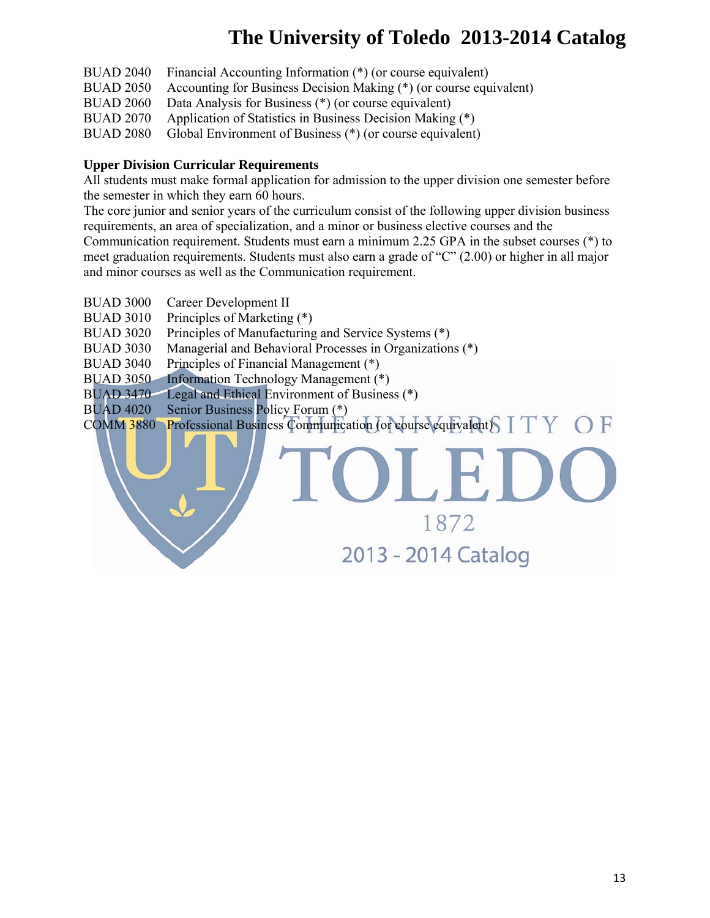BUAD 2040 Financial Accounting Information (*) (or course equivalent)
BUAD 2050 Accounting for Business Decision Making (*) (or course equivalent)
BUAD 2060 Data Analysis for Business (*) (or course equivalent)
BUAD 2070 Application of Statistics in Business Decision Making (*)
BUAD 2080 Global Environment of Business (*) (or course equivalent)

**Upper Division Curricular Requirements**

All students must make formal application for admission to the upper division one semester before the semester in which they earn 60 hours.

The core junior and senior years of the curriculum consist of the following upper division business requirements, an area of specialization, and a minor or business elective courses and the Communication requirement. Students must earn a minimum 2.25 GPA in the subset courses (*) to meet graduation requirements. Students must also earn a grade of "C" (2.00) or higher in all major and minor courses as well as the Communication requirement.

BUAD 3000 Career Development II
BUAD 3010 Principles of Marketing (*)
BUAD 3020 Principles of Manufacturing and Service Systems (*)
BUAD 3030 Managerial and Behavioral Processes in Organizations (*)
BUAD 3040 Principles of Financial Management (*)
BUAD 3050 Information Technology Management (*)
BUAD 3470 Legal and Ethical Environment of Business (*)
BUAD 4020 Senior Business Policy Forum (*)
COMM 3880 Professional Business Communication (or course equivalent)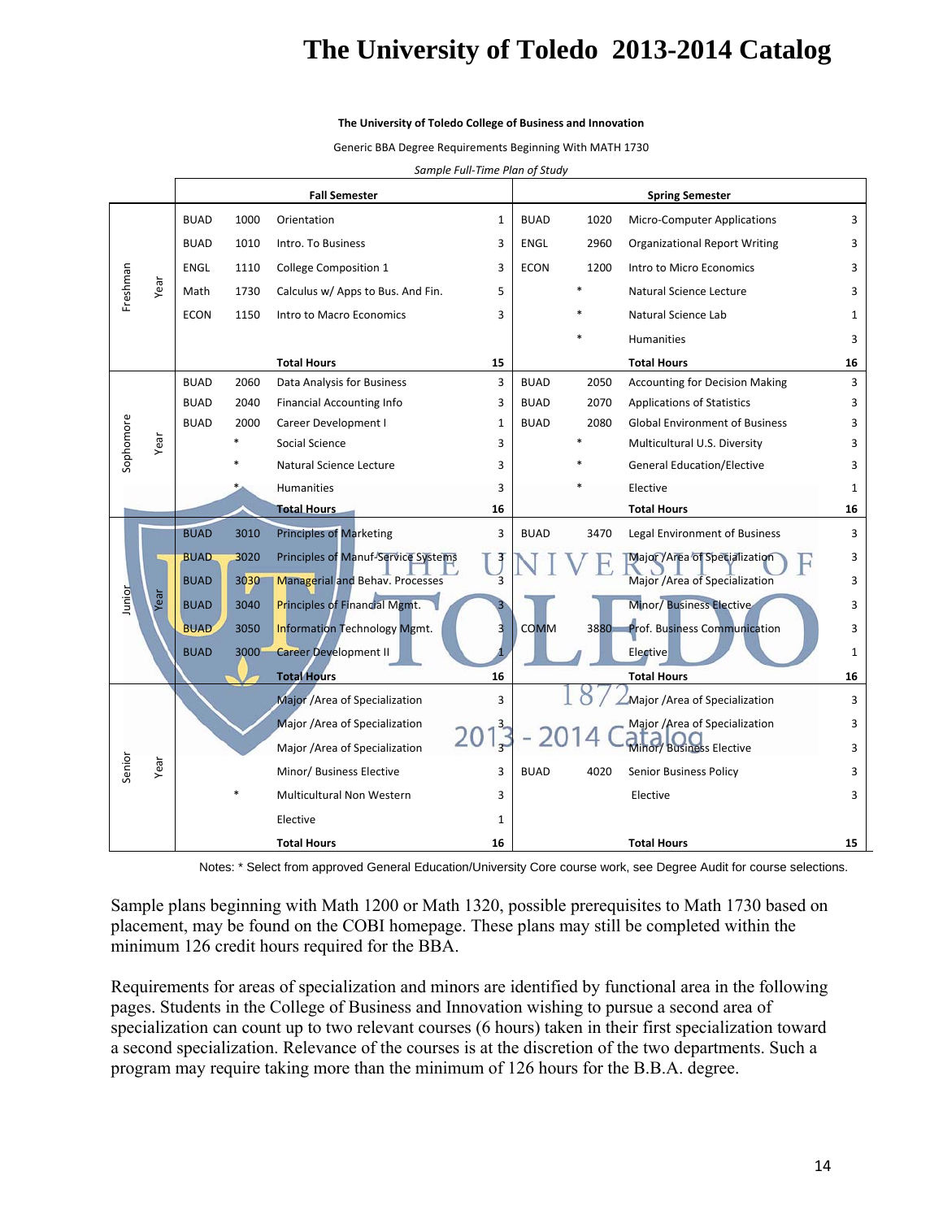# The University of Toledo 2013-2014 Catalog

**The University of Toledo College of Business and Innovation**

Generic BBA Degree Requirements Beginning With MATH 1730

*Sample Full-Time Plan of Study*

| | Fall Semester | | | | Spring Semester | | | |
|---|---|---|---|---|---|---|---|---|
| **Freshman Year** | BUAD | 1000 | Orientation | 1 | BUAD | 1020 | Micro-Computer Applications | 3 |
| | BUAD | 1010 | Intro. To Business | 3 | ENGL | 2960 | Organizational Report Writing | 3 |
| | ENGL | 1110 | College Composition 1 | 3 | ECON | 1200 | Intro to Micro Economics | 3 |
| | Math | 1730 | Calculus w/ Apps to Bus. And Fin. | 5 | | * | Natural Science Lecture | 3 |
| | ECON | 1150 | Intro to Macro Economics | 3 | | * | Natural Science Lab | 1 |
| | | | | | | * | Humanities | 3 |
| | | | **Total Hours** | **15** | | | **Total Hours** | **16** |
| **Sophomore Year** | BUAD | 2060 | Data Analysis for Business | 3 | BUAD | 2050 | Accounting for Decision Making | 3 |
| | BUAD | 2040 | Financial Accounting Info | 3 | BUAD | 2070 | Applications of Statistics | 3 |
| | BUAD | 2000 | Career Development I | 1 | BUAD | 2080 | Global Environment of Business | 3 |
| | | * | Social Science | 3 | | * | Multicultural U.S. Diversity | 3 |
| | | * | Natural Science Lecture | 3 | | * | General Education/Elective | 3 |
| | | * | Humanities | 3 | | * | Elective | 1 |
| | | | **Total Hours** | **16** | | | **Total Hours** | **16** |
| **Junior Year** | BUAD | 3010 | Principles of Marketing | 3 | BUAD | 3470 | Legal Environment of Business | 3 |
| | BUAD | 3020 | Principles of Manuf-Service Systems | 3 | | | Major /Area of Specialization | 3 |
| | BUAD | 3030 | Managerial and Behav. Processes | 3 | | | Major /Area of Specialization | 3 |
| | BUAD | 3040 | Principles of Financial Mgmt. | 3 | | | Minor/ Business Elective | 3 |
| | BUAD | 3050 | Information Technology Mgmt. | 3 | COMM | 3880 | Prof. Business Communication | 3 |
| | BUAD | 3000 | Career Development II | 1 | | | Elective | 1 |
| | | | **Total Hours** | **16** | | | **Total Hours** | **16** |
| **Senior Year** | | | Major /Area of Specialization | 3 | | | Major /Area of Specialization | 3 |
| | | | Major /Area of Specialization | 3 | | | Major /Area of Specialization | 3 |
| | | | Major /Area of Specialization | 3 | | | Minor/ Business Elective | 3 |
| | | | Minor/ Business Elective | 3 | BUAD | 4020 | Senior Business Policy | 3 |
| | | * | Multicultural Non Western | 3 | | | Elective | 3 |
| | | | Elective | 1 | | | | |
| | | | **Total Hours** | **16** | | | **Total Hours** | **15** |

Notes: * Select from approved General Education/University Core course work, see Degree Audit for course selections.

Sample plans beginning with Math 1200 or Math 1320, possible prerequisites to Math 1730 based on placement, may be found on the COBI homepage. These plans may still be completed within the minimum 126 credit hours required for the BBA.

Requirements for areas of specialization and minors are identified by functional area in the following pages. Students in the College of Business and Innovation wishing to pursue a second area of specialization can count up to two relevant courses (6 hours) taken in their first specialization toward a second specialization. Relevance of the courses is at the discretion of the two departments. Such a program may require taking more than the minimum of 126 hours for the B.B.A. degree.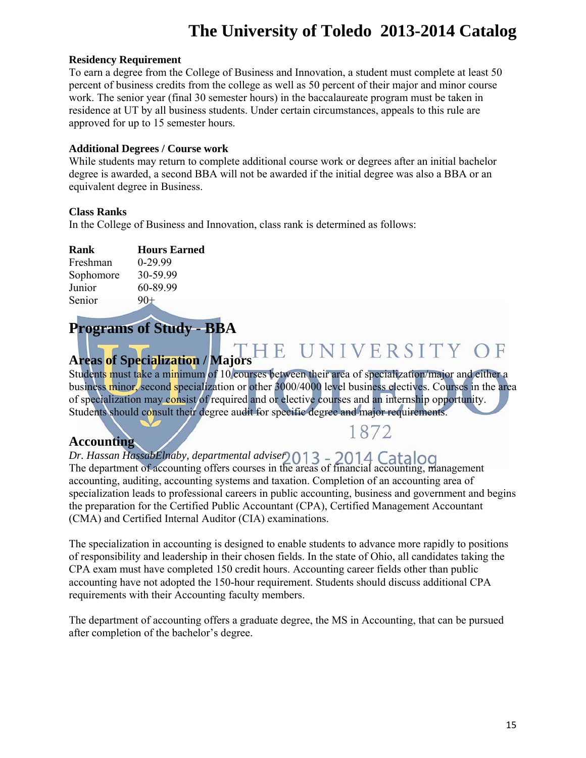## Residency Requirement

To earn a degree from the College of Business and Innovation, a student must complete at least 50 percent of business credits from the college as well as 50 percent of their major and minor course work. The senior year (final 30 semester hours) in the baccalaureate program must be taken in residence at UT by all business students. Under certain circumstances, appeals to this rule are approved for up to 15 semester hours.

## Additional Degrees / Course work

While students may return to complete additional course work or degrees after an initial bachelor degree is awarded, a second BBA will not be awarded if the initial degree was also a BBA or an equivalent degree in Business.

## Class Ranks

In the College of Business and Innovation, class rank is determined as follows:

| Rank | Hours Earned |
| --- | --- |
| Freshman | 0-29.99 |
| Sophomore | 30-59.99 |
| Junior | 60-89.99 |
| Senior | 90+ |

# Programs of Study - BBA

## Areas of Specialization / Majors

Students must take a minimum of 10 courses between their area of specialization/major and either a business minor, second specialization or other 3000/4000 level business electives. Courses in the area of specialization may consist of required and or elective courses and an internship opportunity. Students should consult their degree audit for specific degree and major requirements.

## Accounting

*Dr. Hassan HassabElnaby, departmental adviser*

The department of accounting offers courses in the areas of financial accounting, management accounting, auditing, accounting systems and taxation. Completion of an accounting area of specialization leads to professional careers in public accounting, business and government and begins the preparation for the Certified Public Accountant (CPA), Certified Management Accountant (CMA) and Certified Internal Auditor (CIA) examinations.

The specialization in accounting is designed to enable students to advance more rapidly to positions of responsibility and leadership in their chosen fields. In the state of Ohio, all candidates taking the CPA exam must have completed 150 credit hours. Accounting career fields other than public accounting have not adopted the 150-hour requirement. Students should discuss additional CPA requirements with their Accounting faculty members.

The department of accounting offers a graduate degree, the MS in Accounting, that can be pursued after completion of the bachelor's degree.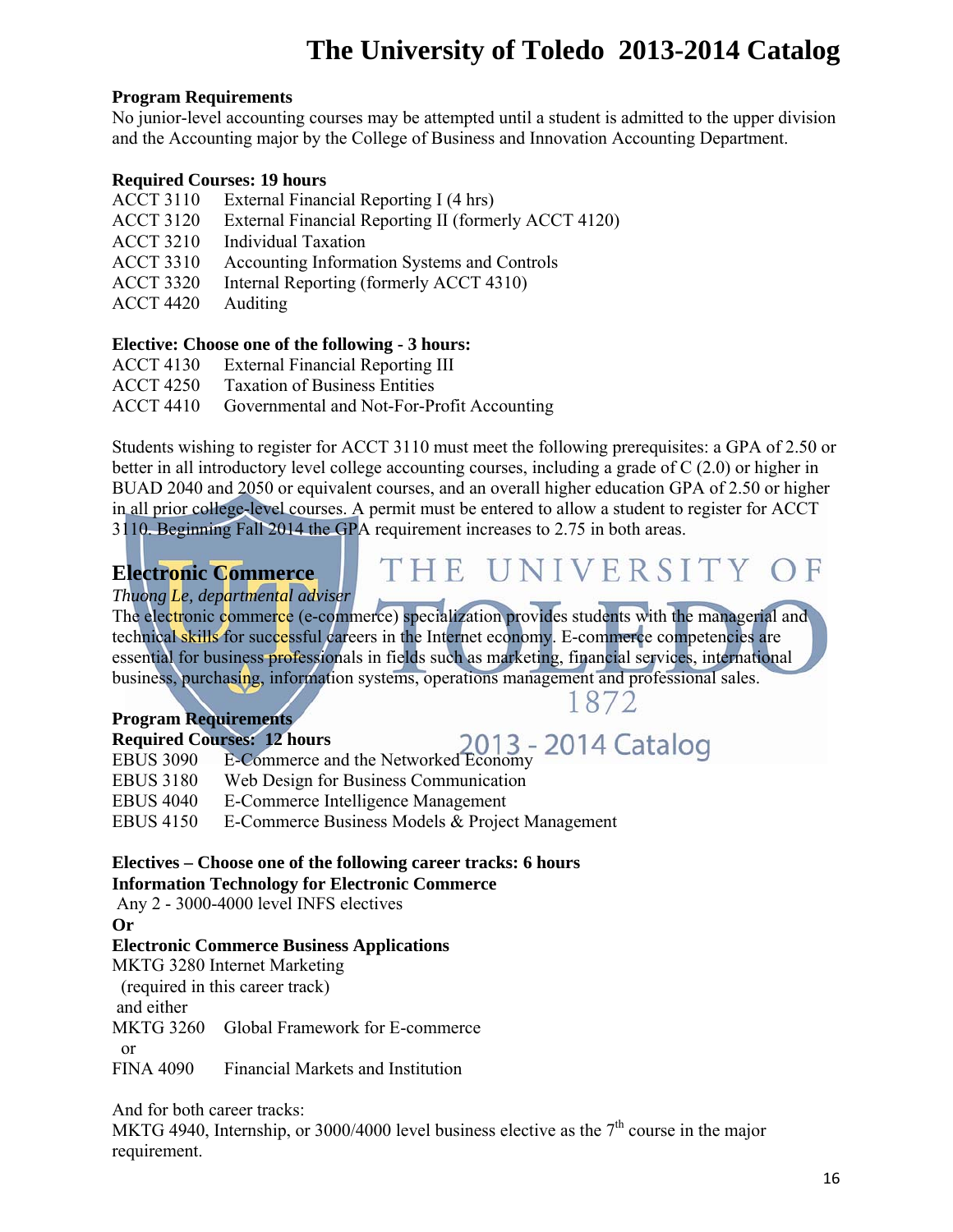### Program Requirements

No junior-level accounting courses may be attempted until a student is admitted to the upper division and the Accounting major by the College of Business and Innovation Accounting Department.

**Required Courses: 19 hours**

ACCT 3110 External Financial Reporting I (4 hrs)
ACCT 3120 External Financial Reporting II (formerly ACCT 4120)
ACCT 3210 Individual Taxation
ACCT 3310 Accounting Information Systems and Controls
ACCT 3320 Internal Reporting (formerly ACCT 4310)
ACCT 4420 Auditing

**Elective: Choose one of the following - 3 hours:**

ACCT 4130 External Financial Reporting III
ACCT 4250 Taxation of Business Entities
ACCT 4410 Governmental and Not-For-Profit Accounting

Students wishing to register for ACCT 3110 must meet the following prerequisites: a GPA of 2.50 or better in all introductory level college accounting courses, including a grade of C (2.0) or higher in BUAD 2040 and 2050 or equivalent courses, and an overall higher education GPA of 2.50 or higher in all prior college-level courses. A permit must be entered to allow a student to register for ACCT 3110. Beginning Fall 2014 the GPA requirement increases to 2.75 in both areas.

## Electronic Commerce

*Thuong Le, departmental adviser*

The electronic commerce (e-commerce) specialization provides students with the managerial and technical skills for successful careers in the Internet economy. E-commerce competencies are essential for business professionals in fields such as marketing, financial services, international business, purchasing, information systems, operations management and professional sales.

### Program Requirements

**Required Courses: 12 hours**

EBUS 3090 E-Commerce and the Networked Economy
EBUS 3180 Web Design for Business Communication
EBUS 4040 E-Commerce Intelligence Management
EBUS 4150 E-Commerce Business Models & Project Management

**Electives – Choose one of the following career tracks: 6 hours**

**Information Technology for Electronic Commerce**

Any 2 - 3000-4000 level INFS electives

**Or**

**Electronic Commerce Business Applications**

MKTG 3280 Internet Marketing
(required in this career track)
and either
MKTG 3260 Global Framework for E-commerce
or
FINA 4090 Financial Markets and Institution

And for both career tracks:
MKTG 4940, Internship, or 3000/4000 level business elective as the 7th course in the major requirement.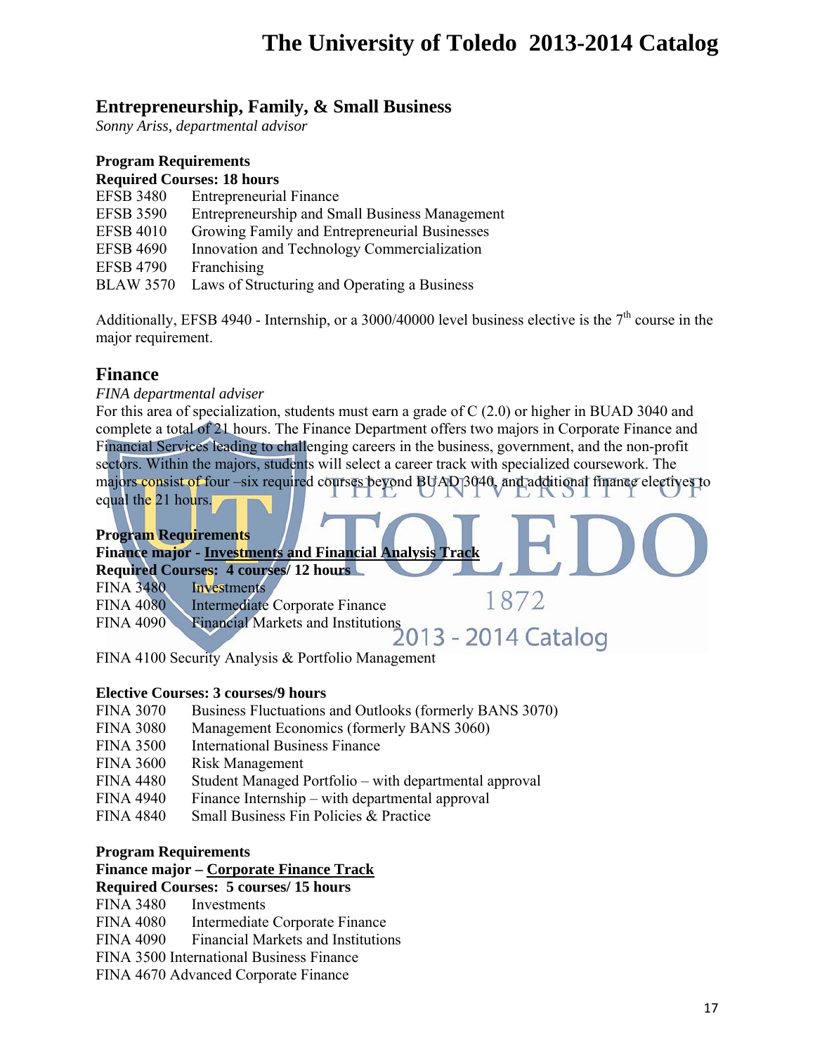## Entrepreneurship, Family, & Small Business

*Sonny Ariss, departmental advisor*

**Program Requirements**

**Required Courses: 18 hours**

EFSB 3480 Entrepreneurial Finance
EFSB 3590 Entrepreneurship and Small Business Management
EFSB 4010 Growing Family and Entrepreneurial Businesses
EFSB 4690 Innovation and Technology Commercialization
EFSB 4790 Franchising
BLAW 3570 Laws of Structuring and Operating a Business

Additionally, EFSB 4940 - Internship, or a 3000/40000 level business elective is the 7th course in the major requirement.

## Finance

*FINA departmental adviser*

For this area of specialization, students must earn a grade of C (2.0) or higher in BUAD 3040 and complete a total of 21 hours. The Finance Department offers two majors in Corporate Finance and Financial Services leading to challenging careers in the business, government, and the non-profit sectors. Within the majors, students will select a career track with specialized coursework. The majors consist of four –six required courses beyond BUAD 3040, and additional finance electives to equal the 21 hours.

**Program Requirements**

**Finance major - Investments and Financial Analysis Track**

**Required Courses: 4 courses/ 12 hours**

FINA 3480 Investments
FINA 4080 Intermediate Corporate Finance
FINA 4090 Financial Markets and Institutions

FINA 4100 Security Analysis & Portfolio Management

**Elective Courses: 3 courses/9 hours**

FINA 3070 Business Fluctuations and Outlooks (formerly BANS 3070)
FINA 3080 Management Economics (formerly BANS 3060)
FINA 3500 International Business Finance
FINA 3600 Risk Management
FINA 4480 Student Managed Portfolio – with departmental approval
FINA 4940 Finance Internship – with departmental approval
FINA 4840 Small Business Fin Policies & Practice

**Program Requirements**

**Finance major – Corporate Finance Track**

**Required Courses: 5 courses/ 15 hours**

FINA 3480 Investments
FINA 4080 Intermediate Corporate Finance
FINA 4090 Financial Markets and Institutions
FINA 3500 International Business Finance
FINA 4670 Advanced Corporate Finance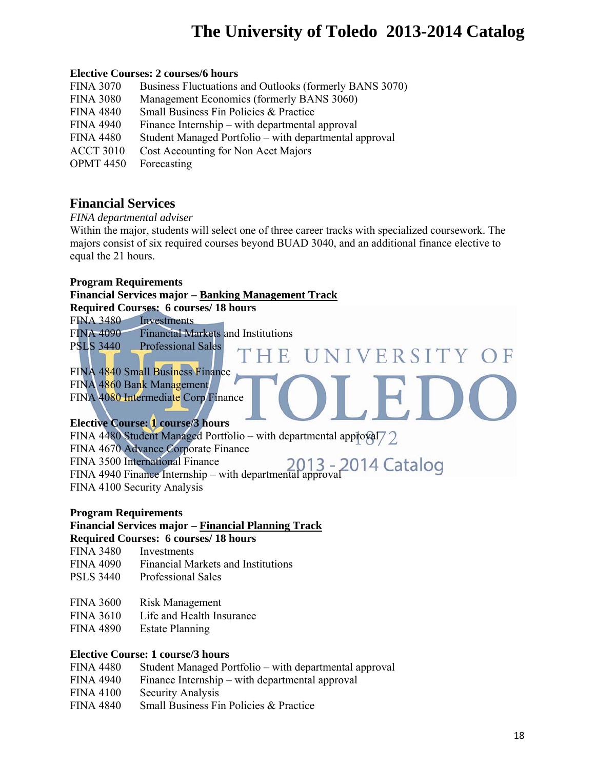**Elective Courses: 2 courses/6 hours**

FINA 3070 Business Fluctuations and Outlooks (formerly BANS 3070)
FINA 3080 Management Economics (formerly BANS 3060)
FINA 4840 Small Business Fin Policies & Practice
FINA 4940 Finance Internship – with departmental approval
FINA 4480 Student Managed Portfolio – with departmental approval
ACCT 3010 Cost Accounting for Non Acct Majors
OPMT 4450 Forecasting

## Financial Services

*FINA departmental adviser*

Within the major, students will select one of three career tracks with specialized coursework. The majors consist of six required courses beyond BUAD 3040, and an additional finance elective to equal the 21 hours.

**Program Requirements**

**Financial Services major – <u>Banking Management Track</u>**

**Required Courses: 6 courses/ 18 hours**

FINA 3480 Investments
FINA 4090 Financial Markets and Institutions
PSLS 3440 Professional Sales

FINA 4840 Small Business Finance
FINA 4860 Bank Management
FINA 4080 Intermediate Corp Finance

**Elective Course: 1 course/3 hours**

FINA 4480 Student Managed Portfolio – with departmental approval
FINA 4670 Advance Corporate Finance
FINA 3500 International Finance
FINA 4940 Finance Internship – with departmental approval
FINA 4100 Security Analysis

**Program Requirements**

**Financial Services major – <u>Financial Planning Track</u>**

**Required Courses: 6 courses/ 18 hours**

FINA 3480 Investments
FINA 4090 Financial Markets and Institutions
PSLS 3440 Professional Sales

FINA 3600 Risk Management
FINA 3610 Life and Health Insurance
FINA 4890 Estate Planning

**Elective Course: 1 course/3 hours**

FINA 4480 Student Managed Portfolio – with departmental approval
FINA 4940 Finance Internship – with departmental approval
FINA 4100 Security Analysis
FINA 4840 Small Business Fin Policies & Practice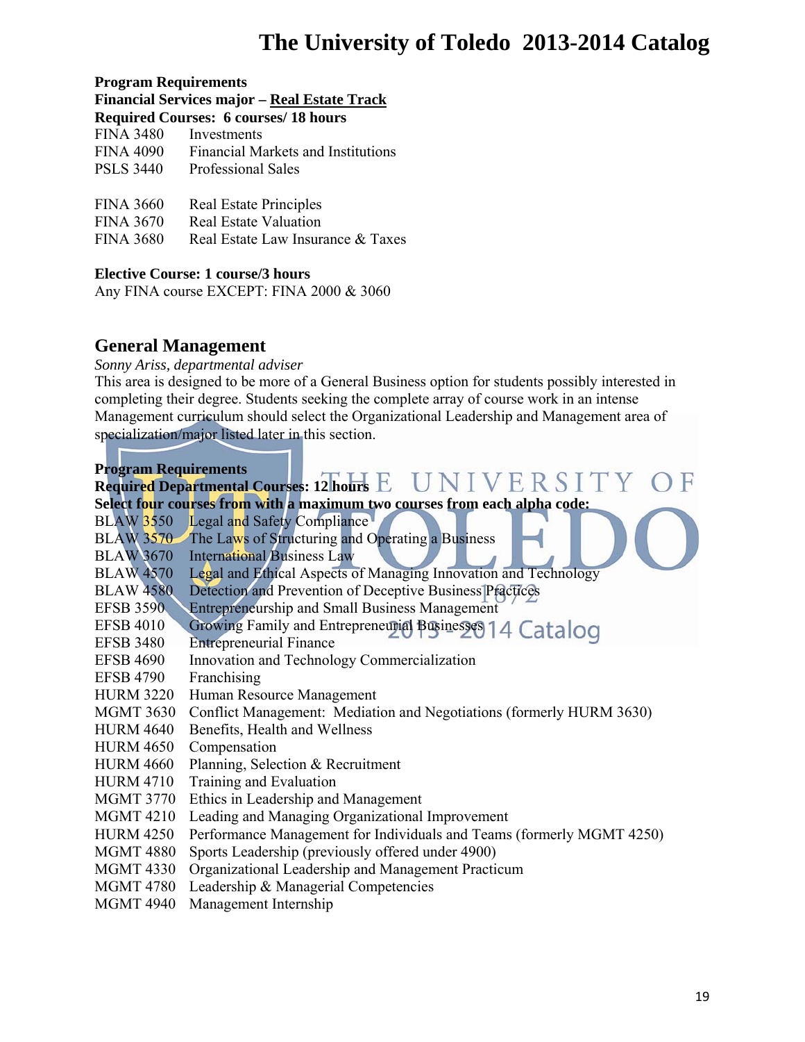**Program Requirements**
**Financial Services major – Real Estate Track**
**Required Courses: 6 courses/ 18 hours**

FINA 3480 Investments
FINA 4090 Financial Markets and Institutions
PSLS 3440 Professional Sales

FINA 3660 Real Estate Principles
FINA 3670 Real Estate Valuation
FINA 3680 Real Estate Law Insurance & Taxes

**Elective Course: 1 course/3 hours**
Any FINA course EXCEPT: FINA 2000 & 3060

## General Management

*Sonny Ariss, departmental adviser*

This area is designed to be more of a General Business option for students possibly interested in completing their degree. Students seeking the complete array of course work in an intense Management curriculum should select the Organizational Leadership and Management area of specialization/major listed later in this section.

**Program Requirements**
**Required Departmental Courses: 12 hours**
**Select four courses from with a maximum two courses from each alpha code:**

BLAW 3550 Legal and Safety Compliance
BLAW 3570 The Laws of Structuring and Operating a Business
BLAW 3670 International Business Law
BLAW 4570 Legal and Ethical Aspects of Managing Innovation and Technology
BLAW 4580 Detection and Prevention of Deceptive Business Practices
EFSB 3590 Entrepreneurship and Small Business Management
EFSB 4010 Growing Family and Entrepreneurial Businesses
EFSB 3480 Entrepreneurial Finance
EFSB 4690 Innovation and Technology Commercialization
EFSB 4790 Franchising
HURM 3220 Human Resource Management
MGMT 3630 Conflict Management: Mediation and Negotiations (formerly HURM 3630)
HURM 4640 Benefits, Health and Wellness
HURM 4650 Compensation
HURM 4660 Planning, Selection & Recruitment
HURM 4710 Training and Evaluation
MGMT 3770 Ethics in Leadership and Management
MGMT 4210 Leading and Managing Organizational Improvement
HURM 4250 Performance Management for Individuals and Teams (formerly MGMT 4250)
MGMT 4880 Sports Leadership (previously offered under 4900)
MGMT 4330 Organizational Leadership and Management Practicum
MGMT 4780 Leadership & Managerial Competencies
MGMT 4940 Management Internship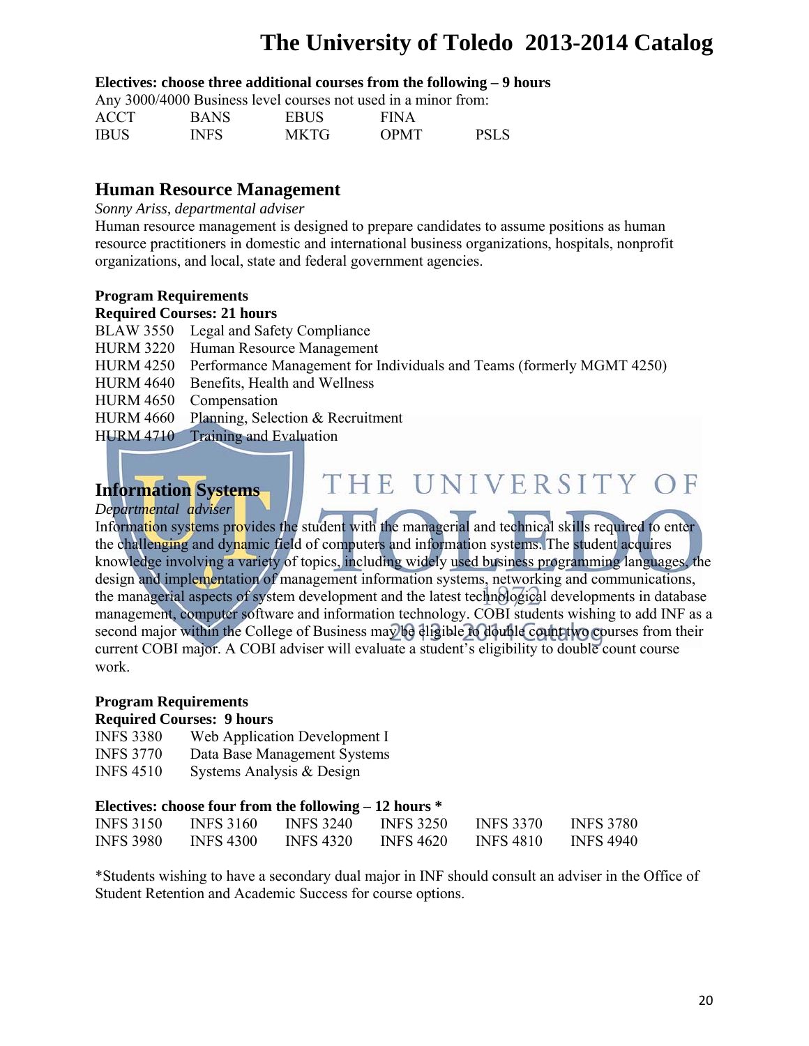**Electives: choose three additional courses from the following – 9 hours**

Any 3000/4000 Business level courses not used in a minor from:

| | | | | |
|---|---|---|---|---|
| ACCT | BANS | EBUS | FINA | |
| IBUS | INFS | MKTG | OPMT | PSLS |

## Human Resource Management

*Sonny Ariss, departmental adviser*

Human resource management is designed to prepare candidates to assume positions as human resource practitioners in domestic and international business organizations, hospitals, nonprofit organizations, and local, state and federal government agencies.

**Program Requirements**

**Required Courses: 21 hours**

| | |
|---|---|
| BLAW 3550 | Legal and Safety Compliance |
| HURM 3220 | Human Resource Management |
| HURM 4250 | Performance Management for Individuals and Teams (formerly MGMT 4250) |
| HURM 4640 | Benefits, Health and Wellness |
| HURM 4650 | Compensation |
| HURM 4660 | Planning, Selection & Recruitment |
| HURM 4710 | Training and Evaluation |

## Information Systems

*Departmental adviser*

Information systems provides the student with the managerial and technical skills required to enter the challenging and dynamic field of computers and information systems. The student acquires knowledge involving a variety of topics, including widely used business programming languages, the design and implementation of management information systems, networking and communications, the managerial aspects of system development and the latest technological developments in database management, computer software and information technology. COBI students wishing to add INF as a second major within the College of Business may be eligible to double count two courses from their current COBI major. A COBI adviser will evaluate a student's eligibility to double count course work.

**Program Requirements**

**Required Courses: 9 hours**

| | |
|---|---|
| INFS 3380 | Web Application Development I |
| INFS 3770 | Data Base Management Systems |
| INFS 4510 | Systems Analysis & Design |

**Electives: choose four from the following – 12 hours \***

| | | | | | |
|---|---|---|---|---|---|
| INFS 3150 | INFS 3160 | INFS 3240 | INFS 3250 | INFS 3370 | INFS 3780 |
| INFS 3980 | INFS 4300 | INFS 4320 | INFS 4620 | INFS 4810 | INFS 4940 |

*Students wishing to have a secondary dual major in INF should consult an adviser in the Office of Student Retention and Academic Success for course options.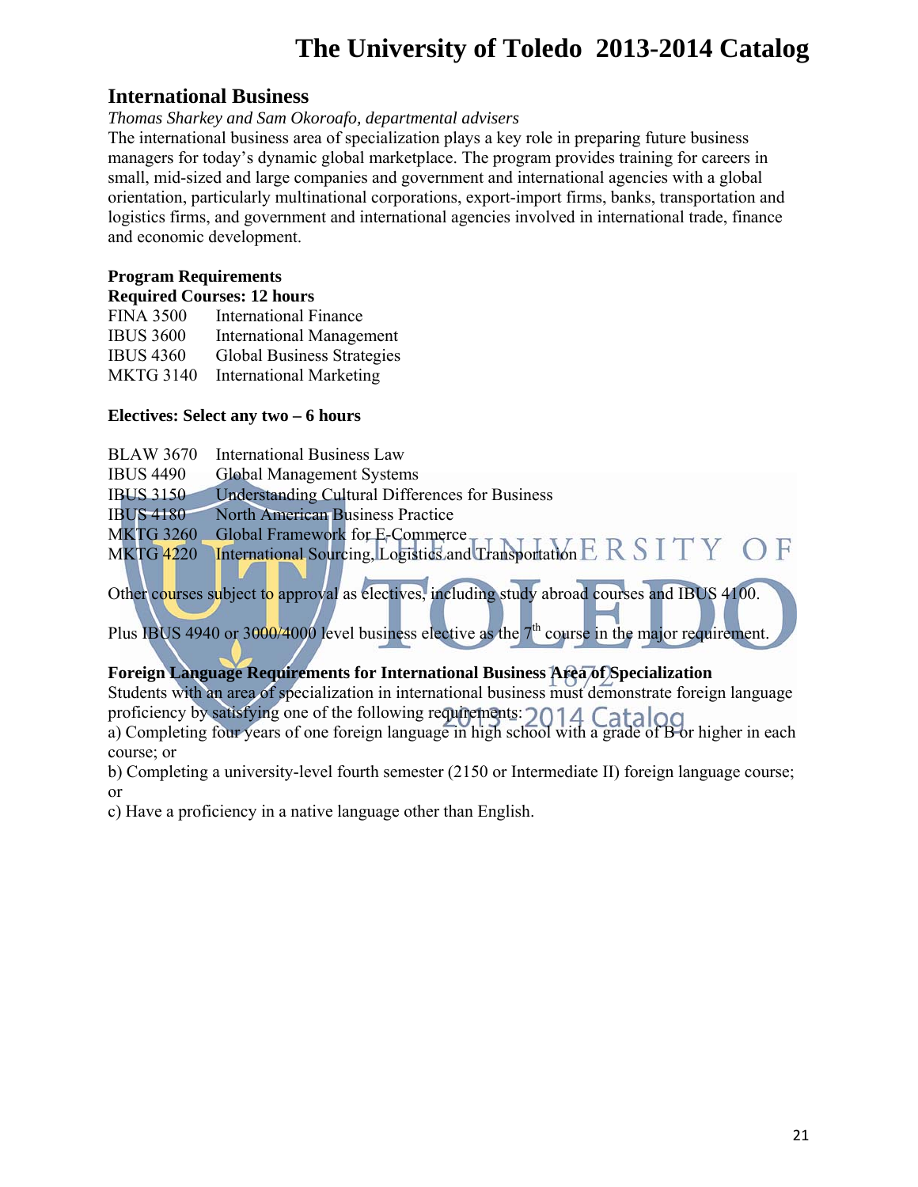## International Business

*Thomas Sharkey and Sam Okoroafo, departmental advisers*

The international business area of specialization plays a key role in preparing future business managers for today's dynamic global marketplace. The program provides training for careers in small, mid-sized and large companies and government and international agencies with a global orientation, particularly multinational corporations, export-import firms, banks, transportation and logistics firms, and government and international agencies involved in international trade, finance and economic development.

**Program Requirements**

**Required Courses: 12 hours**

| | |
|---|---|
| FINA 3500 | International Finance |
| IBUS 3600 | International Management |
| IBUS 4360 | Global Business Strategies |
| MKTG 3140 | International Marketing |

**Electives: Select any two – 6 hours**

| | |
|---|---|
| BLAW 3670 | International Business Law |
| IBUS 4490 | Global Management Systems |
| IBUS 3150 | Understanding Cultural Differences for Business |
| IBUS 4180 | North American Business Practice |
| MKTG 3260 | Global Framework for E-Commerce |
| MKTG 4220 | International Sourcing, Logistics and Transportation |

Other courses subject to approval as electives, including study abroad courses and IBUS 4100.

Plus IBUS 4940 or 3000/4000 level business elective as the 7th course in the major requirement.

**Foreign Language Requirements for International Business Area of Specialization**

Students with an area of specialization in international business must demonstrate foreign language proficiency by satisfying one of the following requirements:

a) Completing four years of one foreign language in high school with a grade of B or higher in each course; or

b) Completing a university-level fourth semester (2150 or Intermediate II) foreign language course; or

c) Have a proficiency in a native language other than English.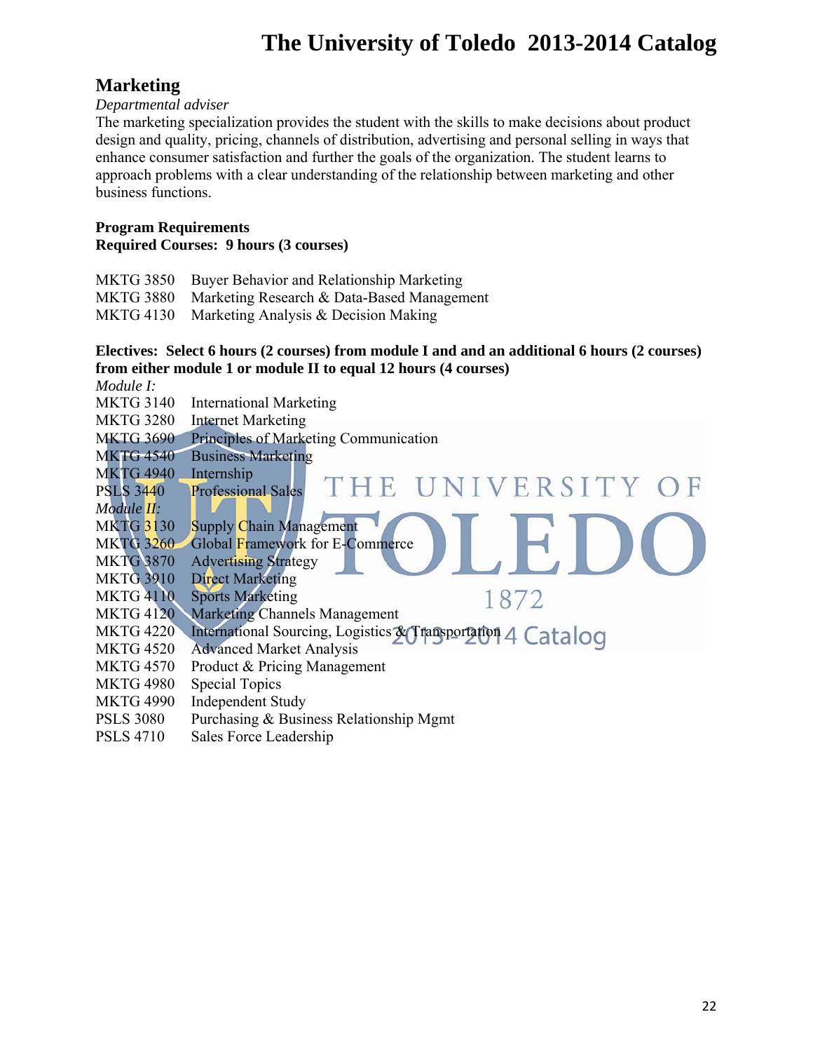## Marketing

*Departmental adviser*

The marketing specialization provides the student with the skills to make decisions about product design and quality, pricing, channels of distribution, advertising and personal selling in ways that enhance consumer satisfaction and further the goals of the organization. The student learns to approach problems with a clear understanding of the relationship between marketing and other business functions.

**Program Requirements**
**Required Courses: 9 hours (3 courses)**

MKTG 3850 Buyer Behavior and Relationship Marketing
MKTG 3880 Marketing Research & Data-Based Management
MKTG 4130 Marketing Analysis & Decision Making

**Electives: Select 6 hours (2 courses) from module I and and an additional 6 hours (2 courses) from either module 1 or module II to equal 12 hours (4 courses)**

*Module I:*
MKTG 3140 International Marketing
MKTG 3280 Internet Marketing
MKTG 3690 Principles of Marketing Communication
MKTG 4540 Business Marketing
MKTG 4940 Internship
PSLS 3440 Professional Sales

*Module II:*
MKTG 3130 Supply Chain Management
MKTG 3260 Global Framework for E-Commerce
MKTG 3870 Advertising Strategy
MKTG 3910 Direct Marketing
MKTG 4110 Sports Marketing
MKTG 4120 Marketing Channels Management
MKTG 4220 International Sourcing, Logistics & Transportation
MKTG 4520 Advanced Market Analysis
MKTG 4570 Product & Pricing Management
MKTG 4980 Special Topics
MKTG 4990 Independent Study
PSLS 3080 Purchasing & Business Relationship Mgmt
PSLS 4710 Sales Force Leadership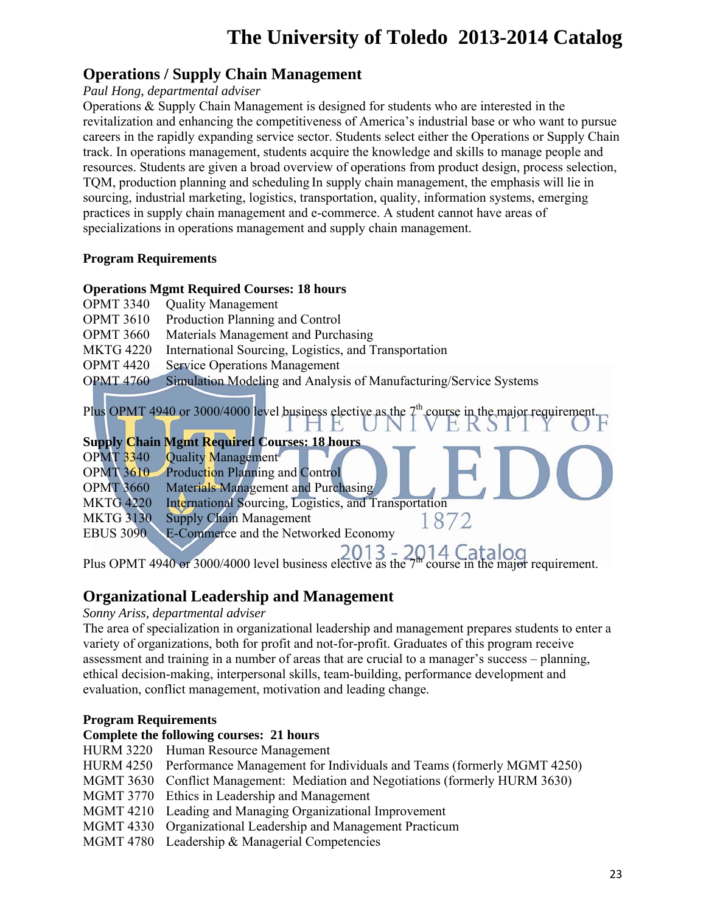## Operations / Supply Chain Management

*Paul Hong, departmental adviser*

Operations & Supply Chain Management is designed for students who are interested in the revitalization and enhancing the competitiveness of America's industrial base or who want to pursue careers in the rapidly expanding service sector. Students select either the Operations or Supply Chain track. In operations management, students acquire the knowledge and skills to manage people and resources. Students are given a broad overview of operations from product design, process selection, TQM, production planning and scheduling In supply chain management, the emphasis will lie in sourcing, industrial marketing, logistics, transportation, quality, information systems, emerging practices in supply chain management and e-commerce. A student cannot have areas of specializations in operations management and supply chain management.

**Program Requirements**

**Operations Mgmt Required Courses: 18 hours**

OPMT 3340 Quality Management
OPMT 3610 Production Planning and Control
OPMT 3660 Materials Management and Purchasing
MKTG 4220 International Sourcing, Logistics, and Transportation
OPMT 4420 Service Operations Management
OPMT 4760 Simulation Modeling and Analysis of Manufacturing/Service Systems

Plus OPMT 4940 or 3000/4000 level business elective as the 7th course in the major requirement.

**Supply Chain Mgmt Required Courses: 18 hours**

OPMT 3340 Quality Management
OPMT 3610 Production Planning and Control
OPMT 3660 Materials Management and Purchasing
MKTG 4220 International Sourcing, Logistics, and Transportation
MKTG 3130 Supply Chain Management
EBUS 3090 E-Commerce and the Networked Economy

Plus OPMT 4940 or 3000/4000 level business elective as the 7th course in the major requirement.

## Organizational Leadership and Management

*Sonny Ariss, departmental adviser*

The area of specialization in organizational leadership and management prepares students to enter a variety of organizations, both for profit and not-for-profit. Graduates of this program receive assessment and training in a number of areas that are crucial to a manager's success – planning, ethical decision-making, interpersonal skills, team-building, performance development and evaluation, conflict management, motivation and leading change.

**Program Requirements**

**Complete the following courses: 21 hours**

HURM 3220 Human Resource Management
HURM 4250 Performance Management for Individuals and Teams (formerly MGMT 4250)
MGMT 3630 Conflict Management: Mediation and Negotiations (formerly HURM 3630)
MGMT 3770 Ethics in Leadership and Management
MGMT 4210 Leading and Managing Organizational Improvement
MGMT 4330 Organizational Leadership and Management Practicum
MGMT 4780 Leadership & Managerial Competencies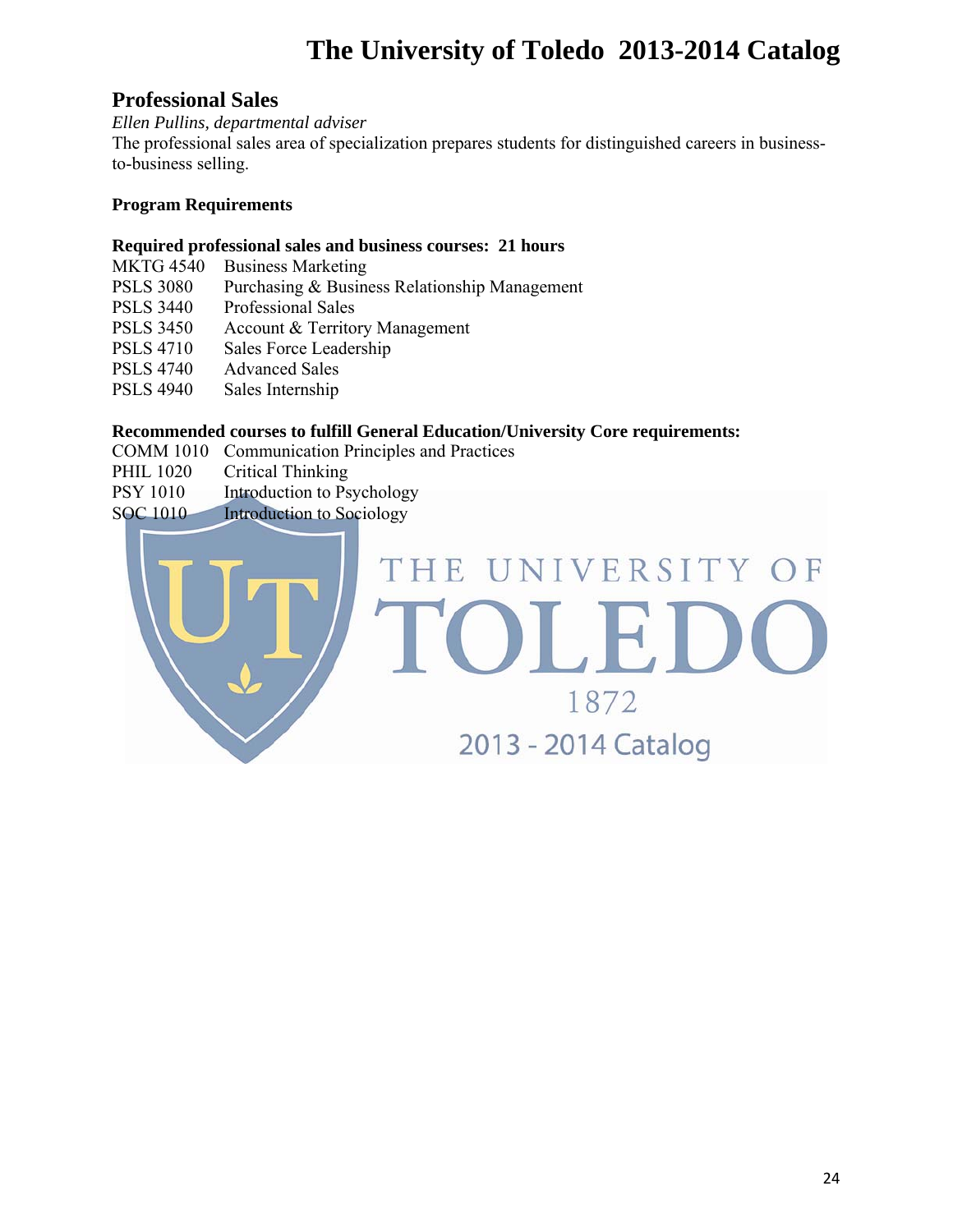## Professional Sales

*Ellen Pullins, departmental adviser*

The professional sales area of specialization prepares students for distinguished careers in business-to-business selling.

**Program Requirements**

**Required professional sales and business courses: 21 hours**

MKTG 4540 Business Marketing
PSLS 3080 Purchasing & Business Relationship Management
PSLS 3440 Professional Sales
PSLS 3450 Account & Territory Management
PSLS 4710 Sales Force Leadership
PSLS 4740 Advanced Sales
PSLS 4940 Sales Internship

**Recommended courses to fulfill General Education/University Core requirements:**

COMM 1010 Communication Principles and Practices
PHIL 1020 Critical Thinking
PSY 1010 Introduction to Psychology
SOC 1010 Introduction to Sociology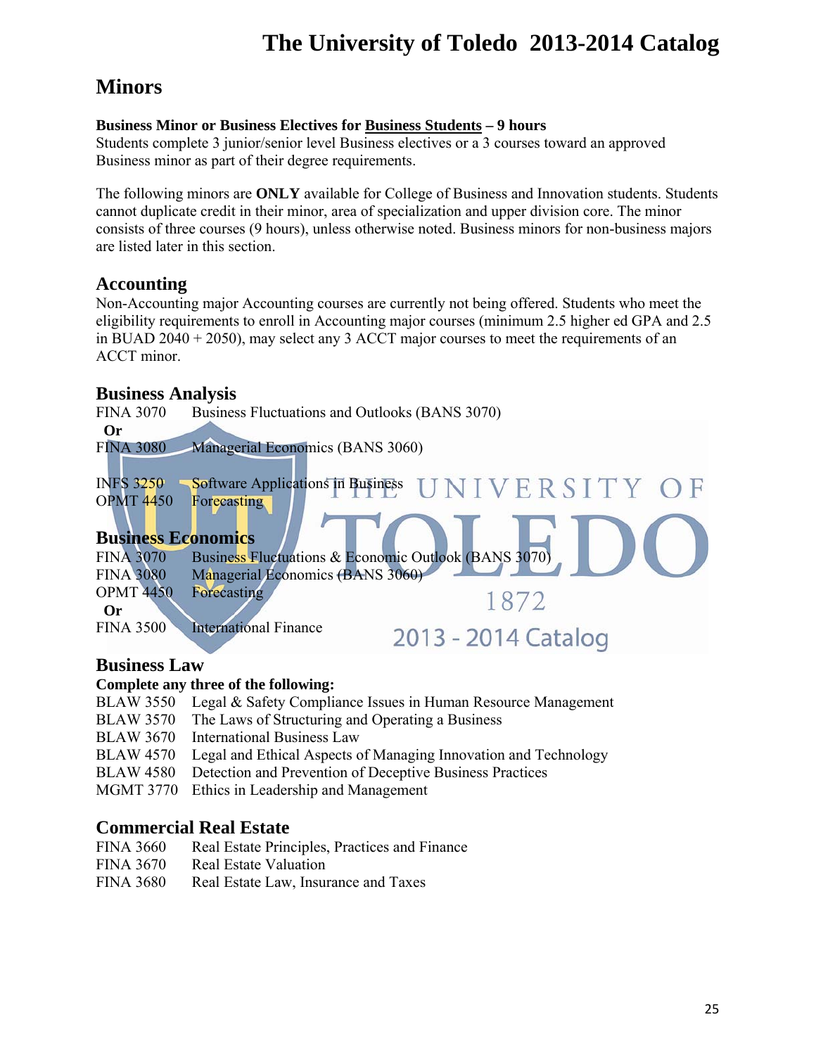# Minors

**Business Minor or Business Electives for Business Students – 9 hours**

Students complete 3 junior/senior level Business electives or a 3 courses toward an approved Business minor as part of their degree requirements.

The following minors are **ONLY** available for College of Business and Innovation students. Students cannot duplicate credit in their minor, area of specialization and upper division core. The minor consists of three courses (9 hours), unless otherwise noted. Business minors for non-business majors are listed later in this section.

## Accounting

Non-Accounting major Accounting courses are currently not being offered. Students who meet the eligibility requirements to enroll in Accounting major courses (minimum 2.5 higher ed GPA and 2.5 in BUAD 2040 + 2050), may select any 3 ACCT major courses to meet the requirements of an ACCT minor.

## Business Analysis

FINA 3070 Business Fluctuations and Outlooks (BANS 3070)

**Or**

FINA 3080 Managerial Economics (BANS 3060)

INFS 3250 Software Applications in Business
OPMT 4450 Forecasting

## Business Economics

FINA 3070 Business Fluctuations & Economic Outlook (BANS 3070)
FINA 3080 Managerial Economics (BANS 3060)
OPMT 4450 Forecasting

**Or**

FINA 3500 International Finance

## Business Law

**Complete any three of the following:**

BLAW 3550 Legal & Safety Compliance Issues in Human Resource Management
BLAW 3570 The Laws of Structuring and Operating a Business
BLAW 3670 International Business Law
BLAW 4570 Legal and Ethical Aspects of Managing Innovation and Technology
BLAW 4580 Detection and Prevention of Deceptive Business Practices
MGMT 3770 Ethics in Leadership and Management

## Commercial Real Estate

FINA 3660 Real Estate Principles, Practices and Finance
FINA 3670 Real Estate Valuation
FINA 3680 Real Estate Law, Insurance and Taxes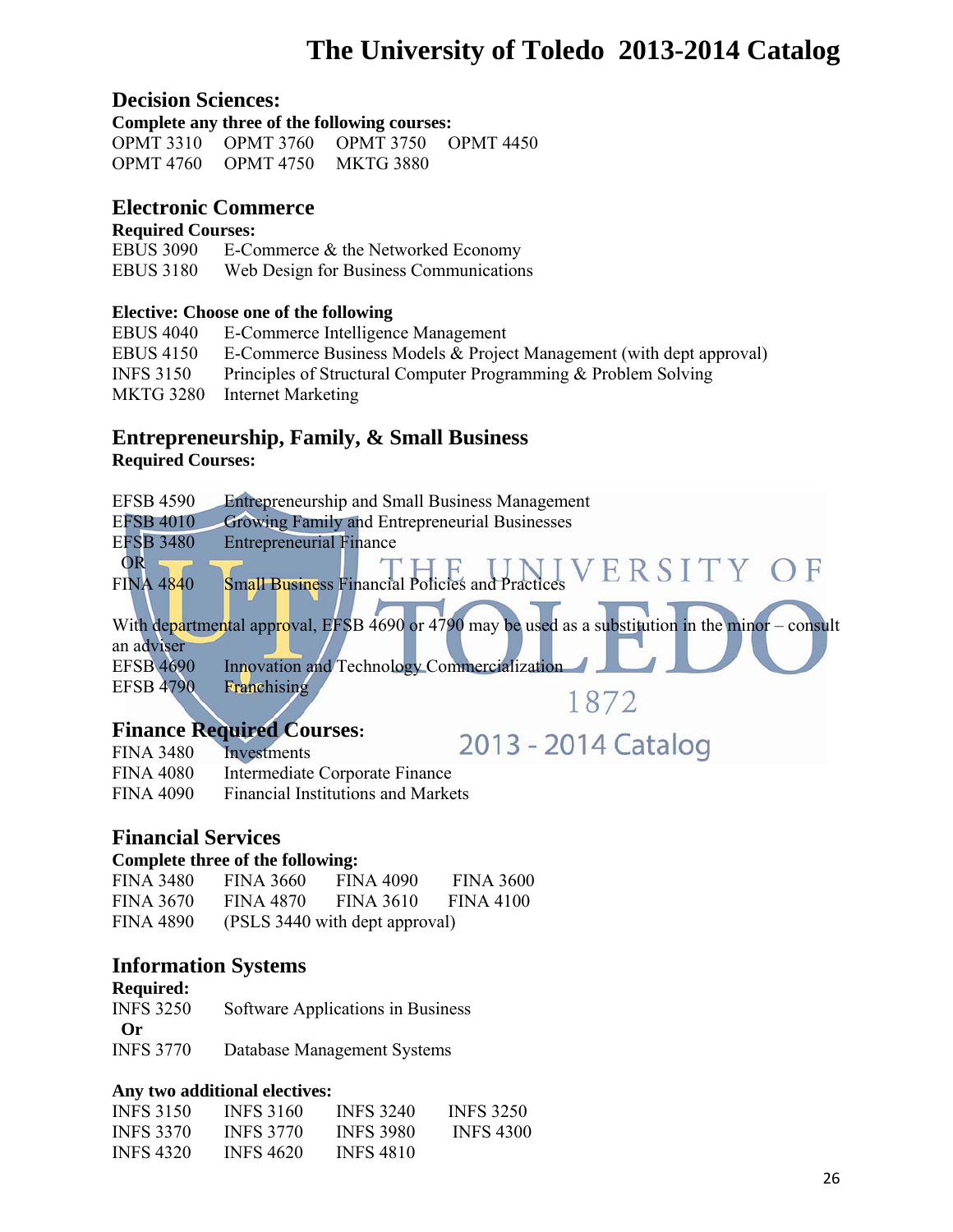## Decision Sciences:

**Complete any three of the following courses:**

| | | | |
|---|---|---|---|
| OPMT 3310 | OPMT 3760 | OPMT 3750 | OPMT 4450 |
| OPMT 4760 | OPMT 4750 | MKTG 3880 | |

## Electronic Commerce

**Required Courses:**

EBUS 3090 E-Commerce & the Networked Economy
EBUS 3180 Web Design for Business Communications

**Elective: Choose one of the following**

EBUS 4040 E-Commerce Intelligence Management
EBUS 4150 E-Commerce Business Models & Project Management (with dept approval)
INFS 3150 Principles of Structural Computer Programming & Problem Solving
MKTG 3280 Internet Marketing

## Entrepreneurship, Family, & Small Business

**Required Courses:**

EFSB 4590 Entrepreneurship and Small Business Management
EFSB 4010 Growing Family and Entrepreneurial Businesses
EFSB 3480 Entrepreneurial Finance
OR
FINA 4840 Small Business Financial Policies and Practices

With departmental approval, EFSB 4690 or 4790 may be used as a substitution in the minor – consult an adviser

EFSB 4690 Innovation and Technology Commercialization
EFSB 4790 Franchising

## Finance Required Courses:

FINA 3480 Investments
FINA 4080 Intermediate Corporate Finance
FINA 4090 Financial Institutions and Markets

## Financial Services

**Complete three of the following:**

| | | | |
|---|---|---|---|
| FINA 3480 | FINA 3660 | FINA 4090 | FINA 3600 |
| FINA 3670 | FINA 4870 | FINA 3610 | FINA 4100 |
| FINA 4890 | (PSLS 3440 with dept approval) | | |

## Information Systems

**Required:**

INFS 3250 Software Applications in Business
**Or**
INFS 3770 Database Management Systems

**Any two additional electives:**

| | | | |
|---|---|---|---|
| INFS 3150 | INFS 3160 | INFS 3240 | INFS 3250 |
| INFS 3370 | INFS 3770 | INFS 3980 | INFS 4300 |
| INFS 4320 | INFS 4620 | INFS 4810 | |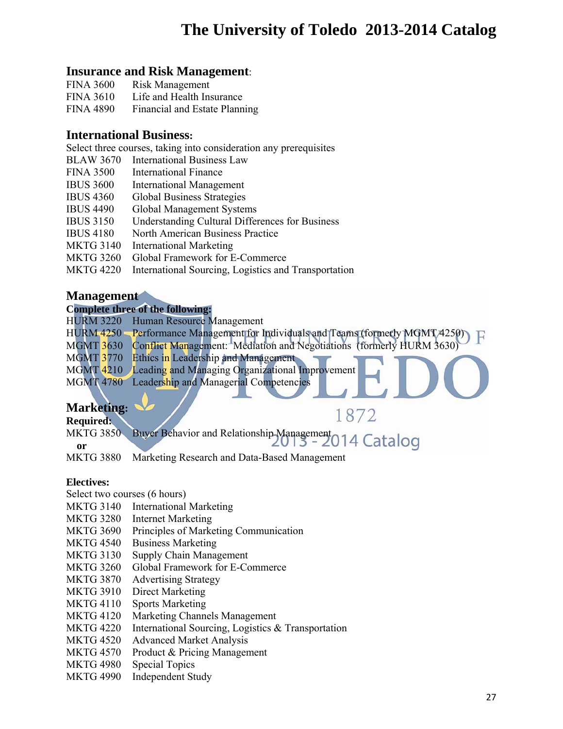### Insurance and Risk Management:

FINA 3600 Risk Management
FINA 3610 Life and Health Insurance
FINA 4890 Financial and Estate Planning

### International Business:

Select three courses, taking into consideration any prerequisites

BLAW 3670 International Business Law
FINA 3500 International Finance
IBUS 3600 International Management
IBUS 4360 Global Business Strategies
IBUS 4490 Global Management Systems
IBUS 3150 Understanding Cultural Differences for Business
IBUS 4180 North American Business Practice
MKTG 3140 International Marketing
MKTG 3260 Global Framework for E-Commerce
MKTG 4220 International Sourcing, Logistics and Transportation

### Management

**Complete three of the following:**

HURM 3220 Human Resource Management
HURM 4250 Performance Management for Individuals and Teams (formerly MGMT 4250)
MGMT 3630 Conflict Management: Mediation and Negotiations (formerly HURM 3630)
MGMT 3770 Ethics in Leadership and Management
MGMT 4210 Leading and Managing Organizational Improvement
MGMT 4780 Leadership and Managerial Competencies

### Marketing:

**Required:**

MKTG 3850 Buyer Behavior and Relationship Management
**or**
MKTG 3880 Marketing Research and Data-Based Management

**Electives:**

Select two courses (6 hours)

MKTG 3140 International Marketing
MKTG 3280 Internet Marketing
MKTG 3690 Principles of Marketing Communication
MKTG 4540 Business Marketing
MKTG 3130 Supply Chain Management
MKTG 3260 Global Framework for E-Commerce
MKTG 3870 Advertising Strategy
MKTG 3910 Direct Marketing
MKTG 4110 Sports Marketing
MKTG 4120 Marketing Channels Management
MKTG 4220 International Sourcing, Logistics & Transportation
MKTG 4520 Advanced Market Analysis
MKTG 4570 Product & Pricing Management
MKTG 4980 Special Topics
MKTG 4990 Independent Study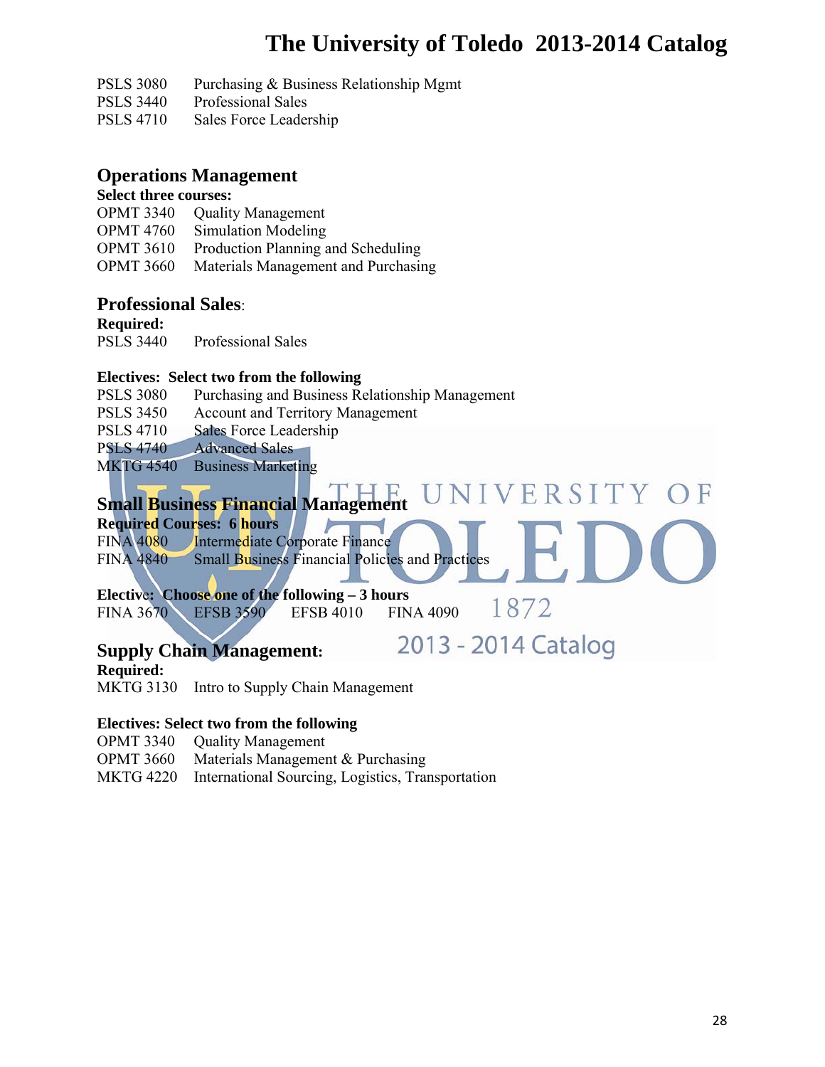PSLS 3080 Purchasing & Business Relationship Mgmt
PSLS 3440 Professional Sales
PSLS 4710 Sales Force Leadership

## Operations Management

**Select three courses:**

OPMT 3340 Quality Management
OPMT 4760 Simulation Modeling
OPMT 3610 Production Planning and Scheduling
OPMT 3660 Materials Management and Purchasing

## Professional Sales:

**Required:**

PSLS 3440 Professional Sales

**Electives: Select two from the following**

PSLS 3080 Purchasing and Business Relationship Management
PSLS 3450 Account and Territory Management
PSLS 4710 Sales Force Leadership
PSLS 4740 Advanced Sales
MKTG 4540 Business Marketing

## Small Business Financial Management

**Required Courses: 6 hours**

FINA 4080 Intermediate Corporate Finance
FINA 4840 Small Business Financial Policies and Practices

**Elective: Choose one of the following – 3 hours**

FINA 3670 EFSB 3590 EFSB 4010 FINA 4090

## Supply Chain Management:

**Required:**

MKTG 3130 Intro to Supply Chain Management

**Electives: Select two from the following**

OPMT 3340 Quality Management
OPMT 3660 Materials Management & Purchasing
MKTG 4220 International Sourcing, Logistics, Transportation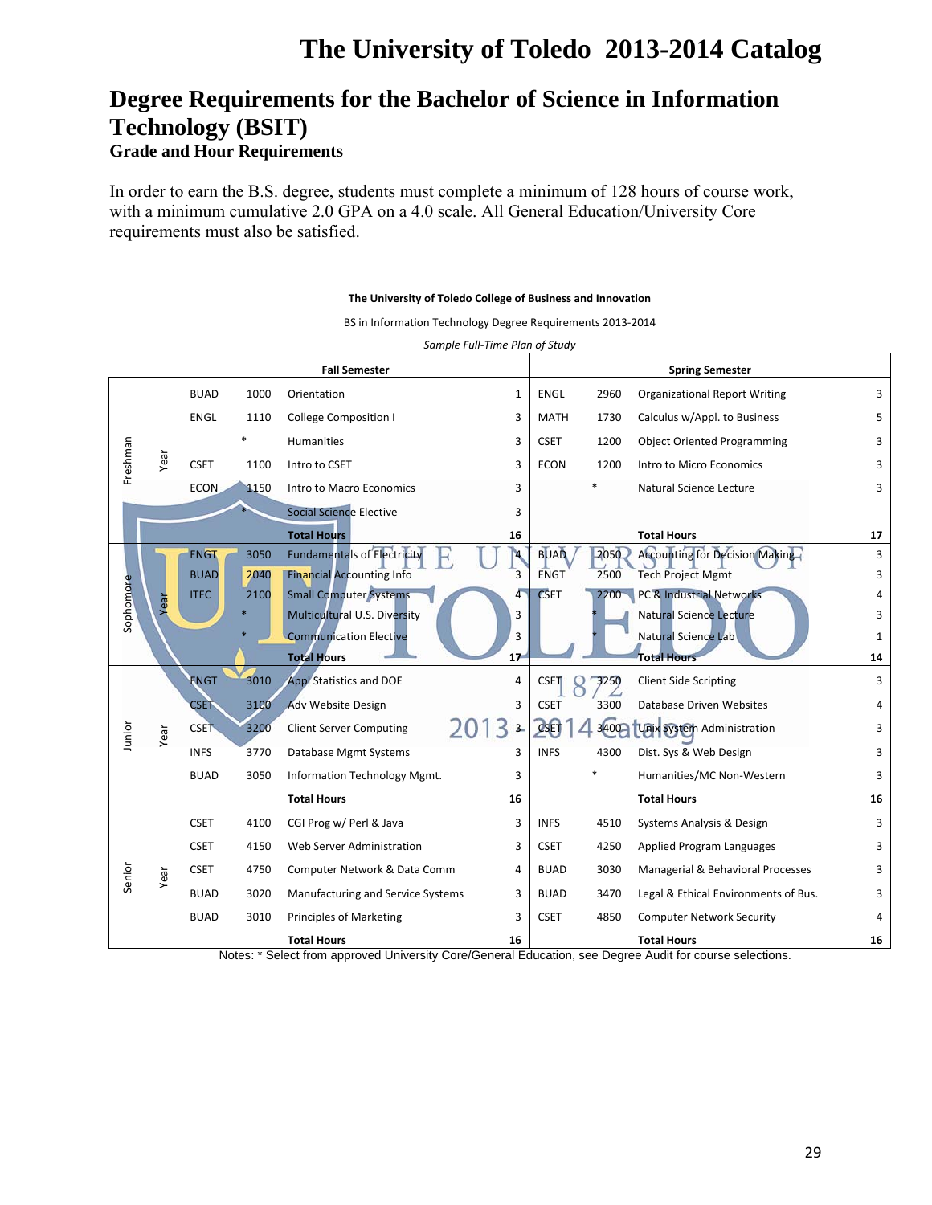# Degree Requirements for the Bachelor of Science in Information Technology (BSIT)

## Grade and Hour Requirements

In order to earn the B.S. degree, students must complete a minimum of 128 hours of course work, with a minimum cumulative 2.0 GPA on a 4.0 scale. All General Education/University Core requirements must also be satisfied.

**The University of Toledo College of Business and Innovation**

BS in Information Technology Degree Requirements 2013-2014

*Sample Full-Time Plan of Study*

| Year | Fall Semester | | | | Spring Semester | | | |
|---|---|---|---|---|---|---|---|---|
| Freshman Year | BUAD | 1000 | Orientation | 1 | ENGL | 2960 | Organizational Report Writing | 3 |
| | ENGL | 1110 | College Composition I | 3 | MATH | 1730 | Calculus w/Appl. to Business | 5 |
| | | * | Humanities | 3 | CSET | 1200 | Object Oriented Programming | 3 |
| | CSET | 1100 | Intro to CSET | 3 | ECON | 1200 | Intro to Micro Economics | 3 |
| | ECON | 1150 | Intro to Macro Economics | 3 | | * | Natural Science Lecture | 3 |
| | | * | Social Science Elective | 3 | | | | |
| | | | **Total Hours** | **16** | | | **Total Hours** | **17** |
| Sophomore Year | ENGT | 3050 | Fundamentals of Electricity | 4 | BUAD | 2050 | Accounting for Decision Making | 3 |
| | BUAD | 2040 | Financial Accounting Info | 3 | ENGT | 2500 | Tech Project Mgmt | 3 |
| | ITEC | 2100 | Small Computer Systems | 4 | CSET | 2200 | PC & Industrial Networks | 4 |
| | | * | Multicultural U.S. Diversity | 3 | | * | Natural Science Lecture | 3 |
| | | * | Communication Elective | 3 | | * | Natural Science Lab | 1 |
| | | | **Total Hours** | **17** | | | **Total Hours** | **14** |
| Junior Year | ENGT | 3010 | Appl Statistics and DOE | 4 | CSET | 3250 | Client Side Scripting | 3 |
| | CSET | 3100 | Adv Website Design | 3 | CSET | 3300 | Database Driven Websites | 4 |
| | CSET | 3200 | Client Server Computing | 3 | CSET | 3400 | Unix System Administration | 3 |
| | INFS | 3770 | Database Mgmt Systems | 3 | INFS | 4300 | Dist. Sys & Web Design | 3 |
| | BUAD | 3050 | Information Technology Mgmt. | 3 | | * | Humanities/MC Non-Western | 3 |
| | | | **Total Hours** | **16** | | | **Total Hours** | **16** |
| Senior Year | CSET | 4100 | CGI Prog w/ Perl & Java | 3 | INFS | 4510 | Systems Analysis & Design | 3 |
| | CSET | 4150 | Web Server Administration | 3 | CSET | 4250 | Applied Program Languages | 3 |
| | CSET | 4750 | Computer Network & Data Comm | 4 | BUAD | 3030 | Managerial & Behavioral Processes | 3 |
| | BUAD | 3020 | Manufacturing and Service Systems | 3 | BUAD | 3470 | Legal & Ethical Environments of Bus. | 3 |
| | BUAD | 3010 | Principles of Marketing | 3 | CSET | 4850 | Computer Network Security | 4 |
| | | | **Total Hours** | **16** | | | **Total Hours** | **16** |

Notes: * Select from approved University Core/General Education, see Degree Audit for course selections.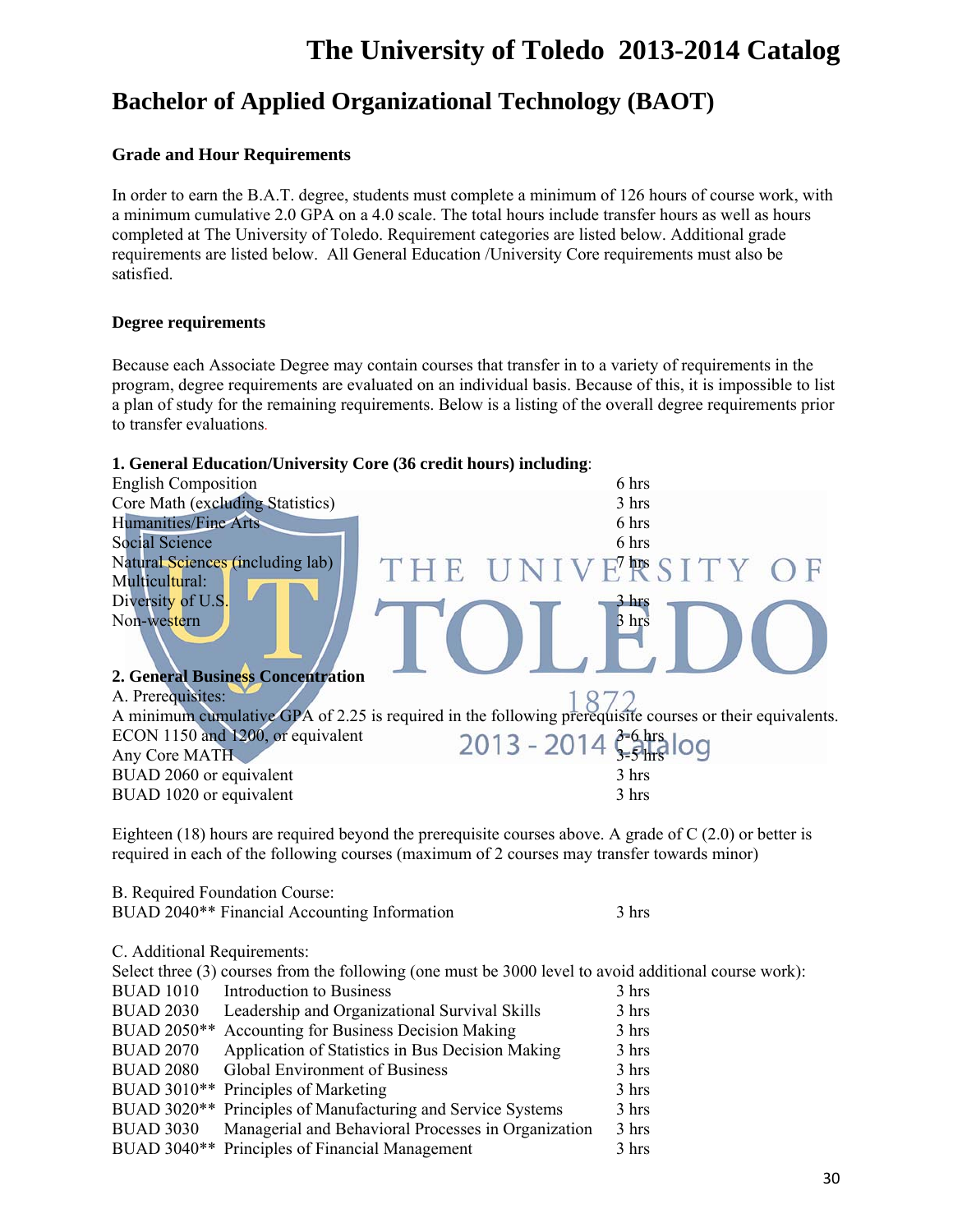## Bachelor of Applied Organizational Technology (BAOT)

### Grade and Hour Requirements

In order to earn the B.A.T. degree, students must complete a minimum of 126 hours of course work, with a minimum cumulative 2.0 GPA on a 4.0 scale. The total hours include transfer hours as well as hours completed at The University of Toledo. Requirement categories are listed below. Additional grade requirements are listed below. All General Education /University Core requirements must also be satisfied.

### Degree requirements

Because each Associate Degree may contain courses that transfer in to a variety of requirements in the program, degree requirements are evaluated on an individual basis. Because of this, it is impossible to list a plan of study for the remaining requirements. Below is a listing of the overall degree requirements prior to transfer evaluations.

**1. General Education/University Core (36 credit hours) including**:

| | |
|---|---|
| English Composition | 6 hrs |
| Core Math (excluding Statistics) | 3 hrs |
| Humanities/Fine Arts | 6 hrs |
| Social Science | 6 hrs |
| Natural Sciences (including lab) | 7 hrs |
| Multicultural: | |
| Diversity of U.S. | 3 hrs |
| Non-western | 3 hrs |

**2. General Business Concentration**

A. Prerequisites:

A minimum cumulative GPA of 2.25 is required in the following prerequisite courses or their equivalents.

| | |
|---|---|
| ECON 1150 and 1200, or equivalent | 3-6 hrs |
| Any Core MATH | 3-5 hrs |
| BUAD 2060 or equivalent | 3 hrs |
| BUAD 1020 or equivalent | 3 hrs |

Eighteen (18) hours are required beyond the prerequisite courses above. A grade of C (2.0) or better is required in each of the following courses (maximum of 2 courses may transfer towards minor)

B. Required Foundation Course:

| | |
|---|---|
| BUAD 2040** Financial Accounting Information | 3 hrs |

C. Additional Requirements:

Select three (3) courses from the following (one must be 3000 level to avoid additional course work):

| | | |
|---|---|---|
| BUAD 1010 | Introduction to Business | 3 hrs |
| BUAD 2030 | Leadership and Organizational Survival Skills | 3 hrs |
| BUAD 2050** | Accounting for Business Decision Making | 3 hrs |
| BUAD 2070 | Application of Statistics in Bus Decision Making | 3 hrs |
| BUAD 2080 | Global Environment of Business | 3 hrs |
| BUAD 3010** | Principles of Marketing | 3 hrs |
| BUAD 3020** | Principles of Manufacturing and Service Systems | 3 hrs |
| BUAD 3030 | Managerial and Behavioral Processes in Organization | 3 hrs |
| BUAD 3040** | Principles of Financial Management | 3 hrs |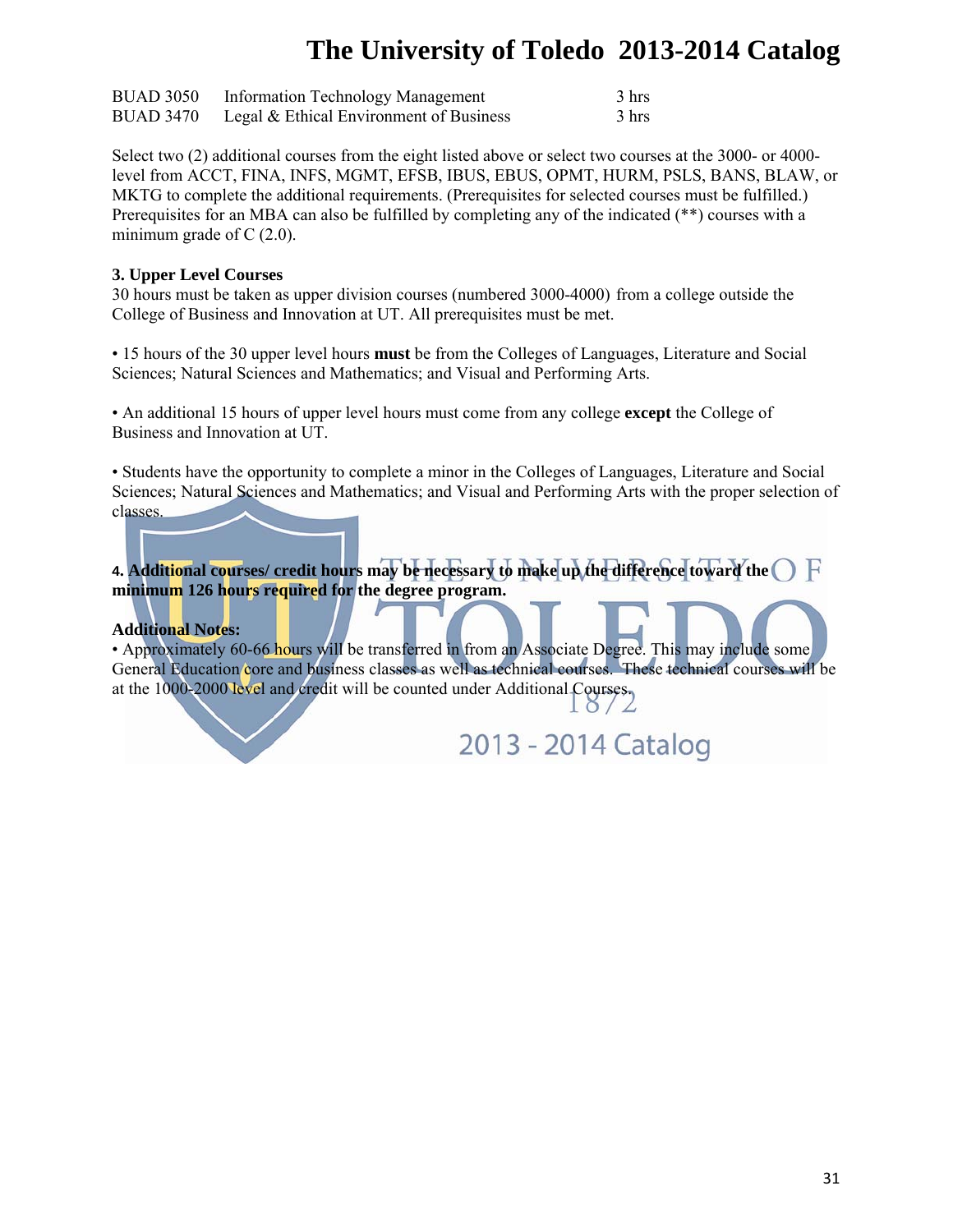| | | |
|---|---|---|
| BUAD 3050 | Information Technology Management | 3 hrs |
| BUAD 3470 | Legal & Ethical Environment of Business | 3 hrs |

Select two (2) additional courses from the eight listed above or select two courses at the 3000- or 4000-level from ACCT, FINA, INFS, MGMT, EFSB, IBUS, EBUS, OPMT, HURM, PSLS, BANS, BLAW, or MKTG to complete the additional requirements. (Prerequisites for selected courses must be fulfilled.) Prerequisites for an MBA can also be fulfilled by completing any of the indicated (**) courses with a minimum grade of C (2.0).

**3. Upper Level Courses**

30 hours must be taken as upper division courses (numbered 3000-4000) from a college outside the College of Business and Innovation at UT. All prerequisites must be met.

- 15 hours of the 30 upper level hours **must** be from the Colleges of Languages, Literature and Social Sciences; Natural Sciences and Mathematics; and Visual and Performing Arts.

- An additional 15 hours of upper level hours must come from any college **except** the College of Business and Innovation at UT.

- Students have the opportunity to complete a minor in the Colleges of Languages, Literature and Social Sciences; Natural Sciences and Mathematics; and Visual and Performing Arts with the proper selection of classes.

**4. Additional courses/ credit hours may be necessary to make up the difference toward the minimum 126 hours required for the degree program.**

**Additional Notes:**

- Approximately 60-66 hours will be transferred in from an Associate Degree. This may include some General Education core and business classes as well as technical courses. These technical courses will be at the 1000-2000 level and credit will be counted under Additional Courses.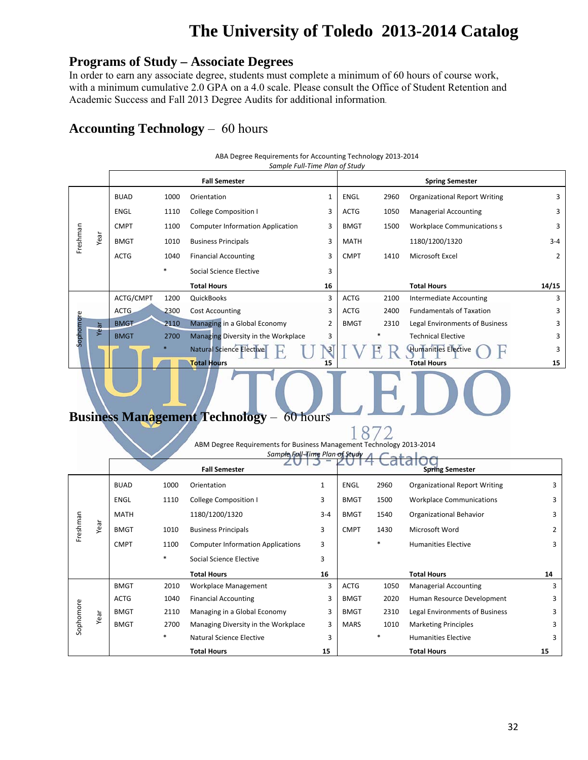# The University of Toledo 2013-2014 Catalog

## Programs of Study – Associate Degrees

In order to earn any associate degree, students must complete a minimum of 60 hours of course work, with a minimum cumulative 2.0 GPA on a 4.0 scale. Please consult the Office of Student Retention and Academic Success and Fall 2013 Degree Audits for additional information.

## Accounting Technology – 60 hours

ABA Degree Requirements for Accounting Technology 2013-2014
*Sample Full-Time Plan of Study*

| Year | Fall Semester | | | | Spring Semester | | | |
|---|---|---|---|---|---|---|---|---|
| Freshman Year | BUAD | 1000 | Orientation | 1 | ENGL | 2960 | Organizational Report Writing | 3 |
| | ENGL | 1110 | College Composition I | 3 | ACTG | 1050 | Managerial Accounting | 3 |
| | CMPT | 1100 | Computer Information Application | 3 | BMGT | 1500 | Workplace Communications s | 3 |
| | BMGT | 1010 | Business Principals | 3 | MATH | | 1180/1200/1320 | 3-4 |
| | ACTG | 1040 | Financial Accounting | 3 | CMPT | 1410 | Microsoft Excel | 2 |
| | | * | Social Science Elective | 3 | | | | |
| | | | **Total Hours** | **16** | | | **Total Hours** | **14/15** |
| Sophomore Year | ACTG/CMPT | 1200 | QuickBooks | 3 | ACTG | 2100 | Intermediate Accounting | 3 |
| | ACTG | 2300 | Cost Accounting | 3 | ACTG | 2400 | Fundamentals of Taxation | 3 |
| | BMGT | 2110 | Managing in a Global Economy | 2 | BMGT | 2310 | Legal Environments of Business | 3 |
| | BMGT | 2700 | Managing Diversity in the Workplace | 3 | | * | Technical Elective | 3 |
| | | * | Natural Science Elective | 3 | | * | Humanities Elective | 3 |
| | | | **Total Hours** | **15** | | | **Total Hours** | **15** |

## Business Management Technology – 60 hours

ABM Degree Requirements for Business Management Technology 2013-2014
*Sample Full-Time Plan of Study*

| Year | Fall Semester | | | | Spring Semester | | | |
|---|---|---|---|---|---|---|---|---|
| Freshman Year | BUAD | 1000 | Orientation | 1 | ENGL | 2960 | Organizational Report Writing | 3 |
| | ENGL | 1110 | College Composition I | 3 | BMGT | 1500 | Workplace Communications | 3 |
| | MATH | | 1180/1200/1320 | 3-4 | BMGT | 1540 | Organizational Behavior | 3 |
| | BMGT | 1010 | Business Principals | 3 | CMPT | 1430 | Microsoft Word | 2 |
| | CMPT | 1100 | Computer Information Applications | 3 | | * | Humanities Elective | 3 |
| | | * | Social Science Elective | 3 | | | | |
| | | | **Total Hours** | **16** | | | **Total Hours** | **14** |
| Sophomore Year | BMGT | 2010 | Workplace Management | 3 | ACTG | 1050 | Managerial Accounting | 3 |
| | ACTG | 1040 | Financial Accounting | 3 | BMGT | 2020 | Human Resource Development | 3 |
| | BMGT | 2110 | Managing in a Global Economy | 3 | BMGT | 2310 | Legal Environments of Business | 3 |
| | BMGT | 2700 | Managing Diversity in the Workplace | 3 | MARS | 1010 | Marketing Principles | 3 |
| | | * | Natural Science Elective | 3 | | * | Humanities Elective | 3 |
| | | | **Total Hours** | **15** | | | **Total Hours** | **15** |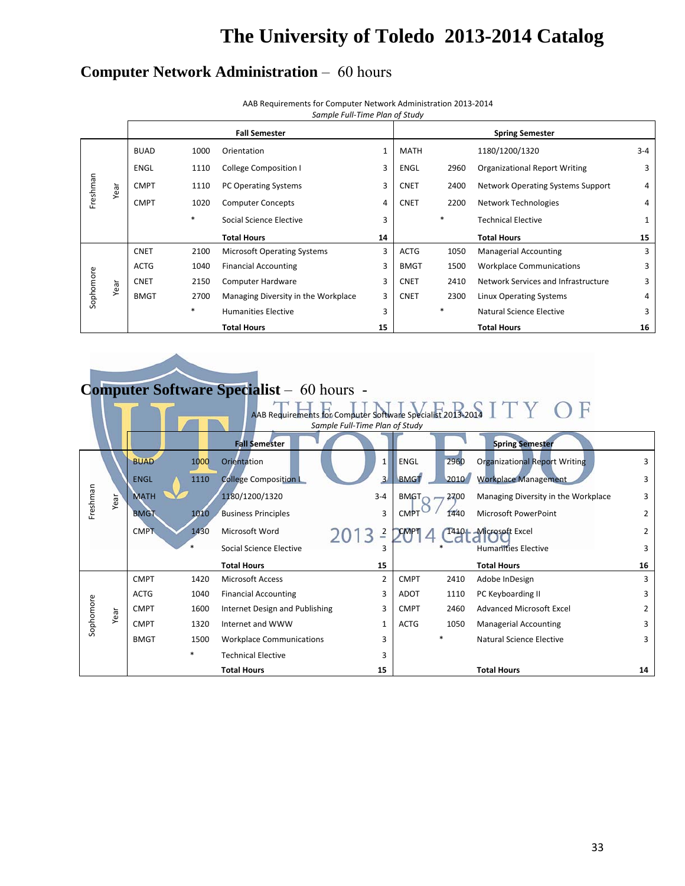## Computer Network Administration – 60 hours

AAB Requirements for Computer Network Administration 2013-2014
*Sample Full-Time Plan of Study*

| | | Fall Semester | | | | Spring Semester | | |
|---|---|---|---|---|---|---|---|---|
| Freshman Year | BUAD | 1000 | Orientation | 1 | MATH | | 1180/1200/1320 | 3-4 |
| | ENGL | 1110 | College Composition I | 3 | ENGL | 2960 | Organizational Report Writing | 3 |
| | CMPT | 1110 | PC Operating Systems | 3 | CNET | 2400 | Network Operating Systems Support | 4 |
| | CMPT | 1020 | Computer Concepts | 4 | CNET | 2200 | Network Technologies | 4 |
| | | * | Social Science Elective | 3 | | * | Technical Elective | 1 |
| | | | **Total Hours** | **14** | | | **Total Hours** | **15** |
| Sophomore Year | CNET | 2100 | Microsoft Operating Systems | 3 | ACTG | 1050 | Managerial Accounting | 3 |
| | ACTG | 1040 | Financial Accounting | 3 | BMGT | 1500 | Workplace Communications | 3 |
| | CNET | 2150 | Computer Hardware | 3 | CNET | 2410 | Network Services and Infrastructure | 3 |
| | BMGT | 2700 | Managing Diversity in the Workplace | 3 | CNET | 2300 | Linux Operating Systems | 4 |
| | | * | Humanities Elective | 3 | | * | Natural Science Elective | 3 |
| | | | **Total Hours** | **15** | | | **Total Hours** | **16** |

## Computer Software Specialist – 60 hours -

AAB Requirements for Computer Software Specialist 2013-2014
*Sample Full-Time Plan of Study*

| | | Fall Semester | | | | Spring Semester | | |
|---|---|---|---|---|---|---|---|---|
| Freshman Year | BUAD | 1000 | Orientation | 1 | ENGL | 2960 | Organizational Report Writing | 3 |
| | ENGL | 1110 | College Composition I | 3 | BMGT | 2010 | Workplace Management | 3 |
| | MATH | | 1180/1200/1320 | 3-4 | BMGT | 2700 | Managing Diversity in the Workplace | 3 |
| | BMGT | 1010 | Business Principles | 3 | CMPT | 1440 | Microsoft PowerPoint | 2 |
| | CMPT | 1430 | Microsoft Word | 2 | CMPT | 1410 | Microsoft Excel | 2 |
| | | * | Social Science Elective | 3 | | * | Humanities Elective | 3 |
| | | | **Total Hours** | **15** | | | **Total Hours** | **16** |
| Sophomore Year | CMPT | 1420 | Microsoft Access | 2 | CMPT | 2410 | Adobe InDesign | 3 |
| | ACTG | 1040 | Financial Accounting | 3 | ADOT | 1110 | PC Keyboarding II | 3 |
| | CMPT | 1600 | Internet Design and Publishing | 3 | CMPT | 2460 | Advanced Microsoft Excel | 2 |
| | CMPT | 1320 | Internet and WWW | 1 | ACTG | 1050 | Managerial Accounting | 3 |
| | BMGT | 1500 | Workplace Communications | 3 | | * | Natural Science Elective | 3 |
| | | * | Technical Elective | 3 | | | | |
| | | | **Total Hours** | **15** | | | **Total Hours** | **14** |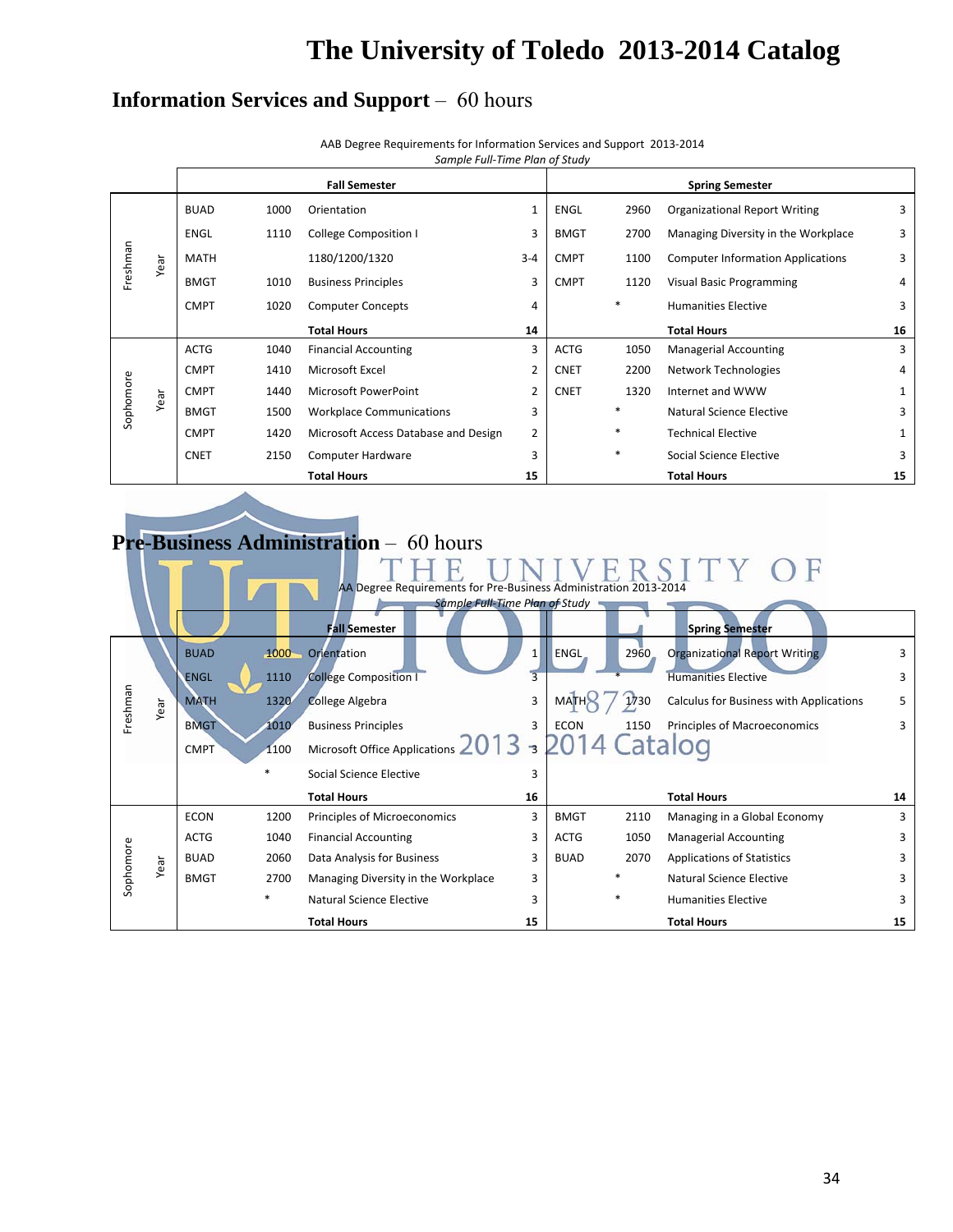# The University of Toledo 2013-2014 Catalog

## Information Services and Support – 60 hours

AAB Degree Requirements for Information Services and Support 2013-2014
*Sample Full-Time Plan of Study*

| | | Fall Semester | | | | Spring Semester | | | |
|---|---|---|---|---|---|---|---|---|---|
| Freshman Year | BUAD | 1000 | Orientation | 1 | ENGL | 2960 | Organizational Report Writing | 3 |
| | ENGL | 1110 | College Composition I | 3 | BMGT | 2700 | Managing Diversity in the Workplace | 3 |
| | MATH | | 1180/1200/1320 | 3-4 | CMPT | 1100 | Computer Information Applications | 3 |
| | BMGT | 1010 | Business Principles | 3 | CMPT | 1120 | Visual Basic Programming | 4 |
| | CMPT | 1020 | Computer Concepts | 4 | | * | Humanities Elective | 3 |
| | | | **Total Hours** | **14** | | | **Total Hours** | **16** |
| Sophomore Year | ACTG | 1040 | Financial Accounting | 3 | ACTG | 1050 | Managerial Accounting | 3 |
| | CMPT | 1410 | Microsoft Excel | 2 | CNET | 2200 | Network Technologies | 4 |
| | CMPT | 1440 | Microsoft PowerPoint | 2 | CNET | 1320 | Internet and WWW | 1 |
| | BMGT | 1500 | Workplace Communications | 3 | | * | Natural Science Elective | 3 |
| | CMPT | 1420 | Microsoft Access Database and Design | 2 | | * | Technical Elective | 1 |
| | CNET | 2150 | Computer Hardware | 3 | | * | Social Science Elective | 3 |
| | | | **Total Hours** | **15** | | | **Total Hours** | **15** |

## Pre-Business Administration – 60 hours

AA Degree Requirements for Pre-Business Administration 2013-2014
*Sample Full-Time Plan of Study*

| | | Fall Semester | | | | Spring Semester | | | |
|---|---|---|---|---|---|---|---|---|---|
| Freshman Year | BUAD | 1000 | Orientation | 1 | ENGL | 2960 | Organizational Report Writing | 3 |
| | ENGL | 1110 | College Composition I | 3 | | * | Humanities Elective | 3 |
| | MATH | 1320 | College Algebra | 3 | MATH | 1730 | Calculus for Business with Applications | 5 |
| | BMGT | 1010 | Business Principles | 3 | ECON | 1150 | Principles of Macroeconomics | 3 |
| | CMPT | 1100 | Microsoft Office Applications | 3 | | | | |
| | | * | Social Science Elective | 3 | | | | |
| | | | **Total Hours** | **16** | | | **Total Hours** | **14** |
| Sophomore Year | ECON | 1200 | Principles of Microeconomics | 3 | BMGT | 2110 | Managing in a Global Economy | 3 |
| | ACTG | 1040 | Financial Accounting | 3 | ACTG | 1050 | Managerial Accounting | 3 |
| | BUAD | 2060 | Data Analysis for Business | 3 | BUAD | 2070 | Applications of Statistics | 3 |
| | BMGT | 2700 | Managing Diversity in the Workplace | 3 | | * | Natural Science Elective | 3 |
| | | * | Natural Science Elective | 3 | | * | Humanities Elective | 3 |
| | | | **Total Hours** | **15** | | | **Total Hours** | **15** |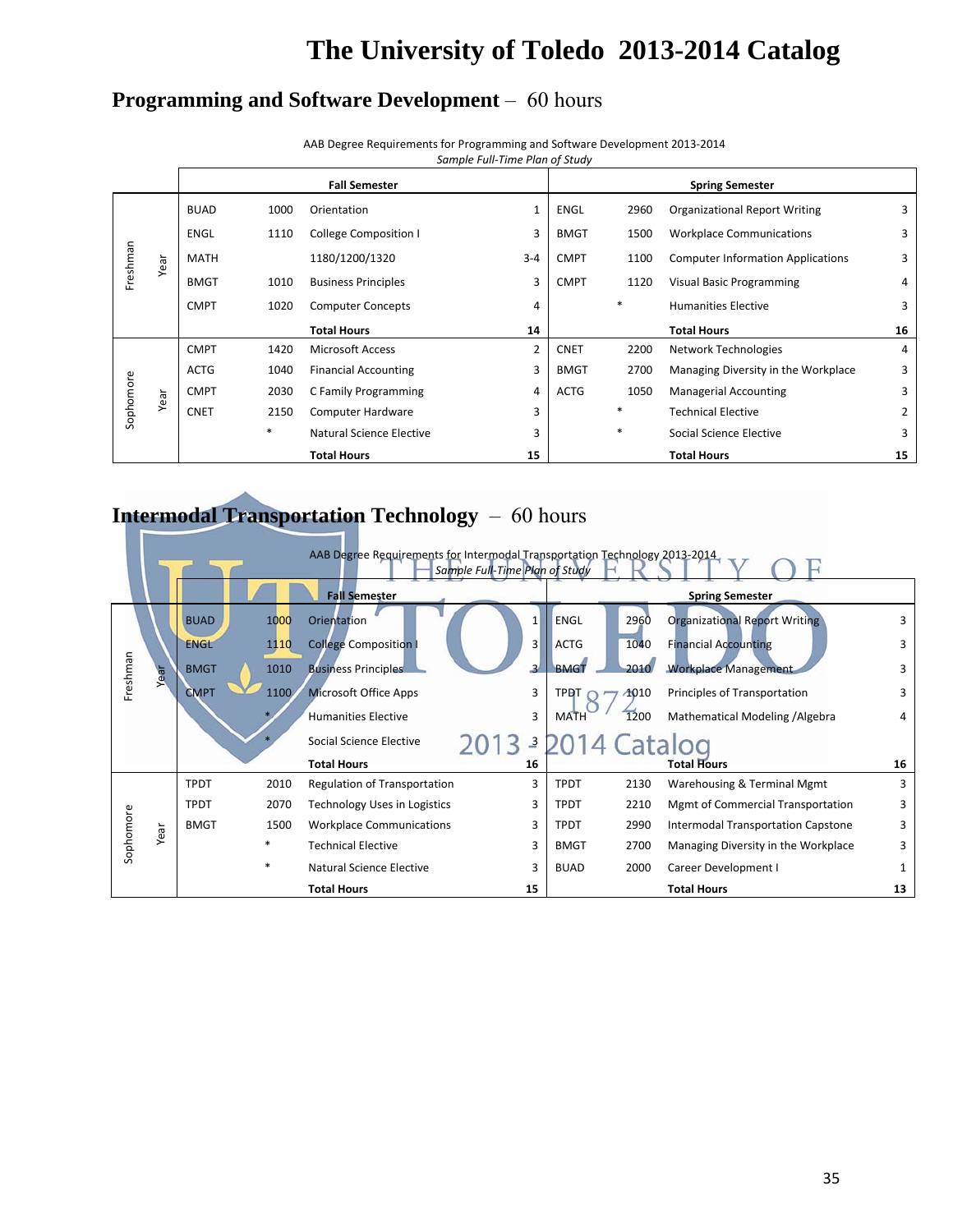# The University of Toledo 2013-2014 Catalog

## Programming and Software Development – 60 hours

AAB Degree Requirements for Programming and Software Development 2013-2014
*Sample Full-Time Plan of Study*

| | | Fall Semester | | | | Spring Semester | | | |
|---|---|---|---|---|---|---|---|---|---|
| Freshman Year | BUAD | 1000 | Orientation | 1 | ENGL | 2960 | Organizational Report Writing | 3 |
| | ENGL | 1110 | College Composition I | 3 | BMGT | 1500 | Workplace Communications | 3 |
| | MATH | | 1180/1200/1320 | 3-4 | CMPT | 1100 | Computer Information Applications | 3 |
| | BMGT | 1010 | Business Principles | 3 | CMPT | 1120 | Visual Basic Programming | 4 |
| | CMPT | 1020 | Computer Concepts | 4 | | * | Humanities Elective | 3 |
| | | | **Total Hours** | **14** | | | **Total Hours** | **16** |
| Sophomore Year | CMPT | 1420 | Microsoft Access | 2 | CNET | 2200 | Network Technologies | 4 |
| | ACTG | 1040 | Financial Accounting | 3 | BMGT | 2700 | Managing Diversity in the Workplace | 3 |
| | CMPT | 2030 | C Family Programming | 4 | ACTG | 1050 | Managerial Accounting | 3 |
| | CNET | 2150 | Computer Hardware | 3 | | * | Technical Elective | 2 |
| | | * | Natural Science Elective | 3 | | * | Social Science Elective | 3 |
| | | | **Total Hours** | **15** | | | **Total Hours** | **15** |

## Intermodal Transportation Technology – 60 hours

AAB Degree Requirements for Intermodal Transportation Technology 2013-2014
*Sample Full-Time Plan of Study*

| | | Fall Semester | | | | Spring Semester | | | |
|---|---|---|---|---|---|---|---|---|---|
| Freshman Year | BUAD | 1000 | Orientation | 1 | ENGL | 2960 | Organizational Report Writing | 3 |
| | ENGL | 1110 | College Composition I | 3 | ACTG | 1040 | Financial Accounting | 3 |
| | BMGT | 1010 | Business Principles | 3 | BMGT | 2010 | Workplace Management | 3 |
| | CMPT | 1100 | Microsoft Office Apps | 3 | TPDT | 1010 | Principles of Transportation | 3 |
| | | * | Humanities Elective | 3 | MATH | 1200 | Mathematical Modeling /Algebra | 4 |
| | | * | Social Science Elective | 3 | | | | |
| | | | **Total Hours** | **16** | | | **Total Hours** | **16** |
| Sophomore Year | TPDT | 2010 | Regulation of Transportation | 3 | TPDT | 2130 | Warehousing & Terminal Mgmt | 3 |
| | TPDT | 2070 | Technology Uses in Logistics | 3 | TPDT | 2210 | Mgmt of Commercial Transportation | 3 |
| | BMGT | 1500 | Workplace Communications | 3 | TPDT | 2990 | Intermodal Transportation Capstone | 3 |
| | | * | Technical Elective | 3 | BMGT | 2700 | Managing Diversity in the Workplace | 3 |
| | | * | Natural Science Elective | 3 | BUAD | 2000 | Career Development I | 1 |
| | | | **Total Hours** | **15** | | | **Total Hours** | **13** |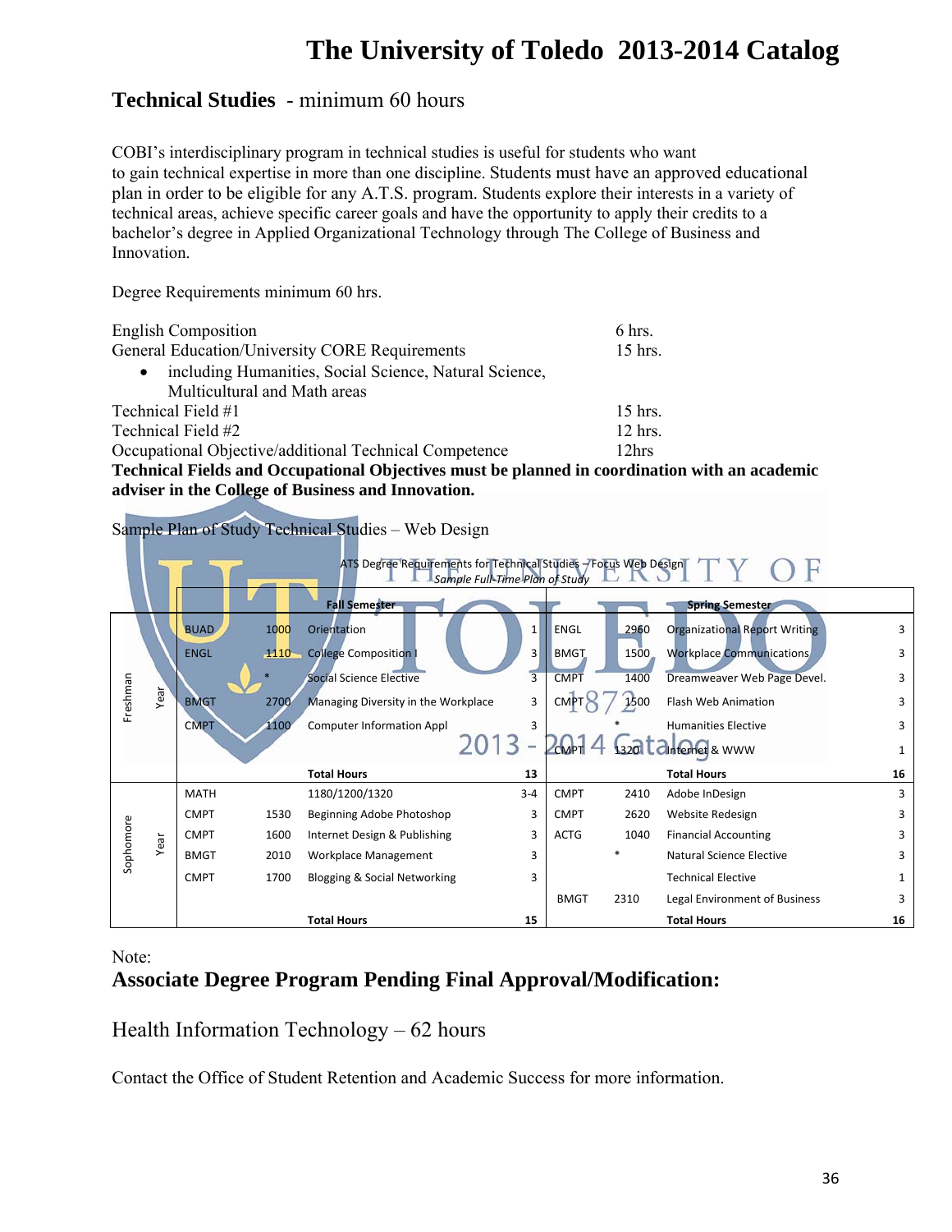# The University of Toledo 2013-2014 Catalog

## Technical Studies - minimum 60 hours

COBI's interdisciplinary program in technical studies is useful for students who want to gain technical expertise in more than one discipline. Students must have an approved educational plan in order to be eligible for any A.T.S. program. Students explore their interests in a variety of technical areas, achieve specific career goals and have the opportunity to apply their credits to a bachelor's degree in Applied Organizational Technology through The College of Business and Innovation.

Degree Requirements minimum 60 hrs.

| | |
|---|---|
| English Composition | 6 hrs. |
| General Education/University CORE Requirements | 15 hrs. |
| • including Humanities, Social Science, Natural Science, Multicultural and Math areas | |
| Technical Field #1 | 15 hrs. |
| Technical Field #2 | 12 hrs. |
| Occupational Objective/additional Technical Competence | 12hrs |

**Technical Fields and Occupational Objectives must be planned in coordination with an academic adviser in the College of Business and Innovation.**

Sample Plan of Study Technical Studies – Web Design

ATS Degree Requirements for Technical Studies – Focus Web Design
*Sample Full-Time Plan of Study*

| Year | Fall Semester | | | | Spring Semester | | | |
|---|---|---|---|---|---|---|---|---|
| Freshman Year | BUAD | 1000 | Orientation | 1 | ENGL | 2960 | Organizational Report Writing | 3 |
| | ENGL | 1110 | College Composition I | 3 | BMGT | 1500 | Workplace Communications | 3 |
| | | * | Social Science Elective | 3 | CMPT | 1400 | Dreamweaver Web Page Devel. | 3 |
| | BMGT | 2700 | Managing Diversity in the Workplace | 3 | CMPT | 1500 | Flash Web Animation | 3 |
| | CMPT | 1100 | Computer Information Appl | 3 | | * | Humanities Elective | 3 |
| | | | | | CMPT | 1320 | Internet & WWW | 1 |
| | | | **Total Hours** | **13** | | | **Total Hours** | **16** |
| Sophomore Year | MATH | | 1180/1200/1320 | 3-4 | CMPT | 2410 | Adobe InDesign | 3 |
| | CMPT | 1530 | Beginning Adobe Photoshop | 3 | CMPT | 2620 | Website Redesign | 3 |
| | CMPT | 1600 | Internet Design & Publishing | 3 | ACTG | 1040 | Financial Accounting | 3 |
| | BMGT | 2010 | Workplace Management | 3 | | * | Natural Science Elective | 3 |
| | CMPT | 1700 | Blogging & Social Networking | 3 | | | Technical Elective | 1 |
| | | | | | BMGT | 2310 | Legal Environment of Business | 3 |
| | | | **Total Hours** | **15** | | | **Total Hours** | **16** |

Note:

## Associate Degree Program Pending Final Approval/Modification:

Health Information Technology – 62 hours

Contact the Office of Student Retention and Academic Success for more information.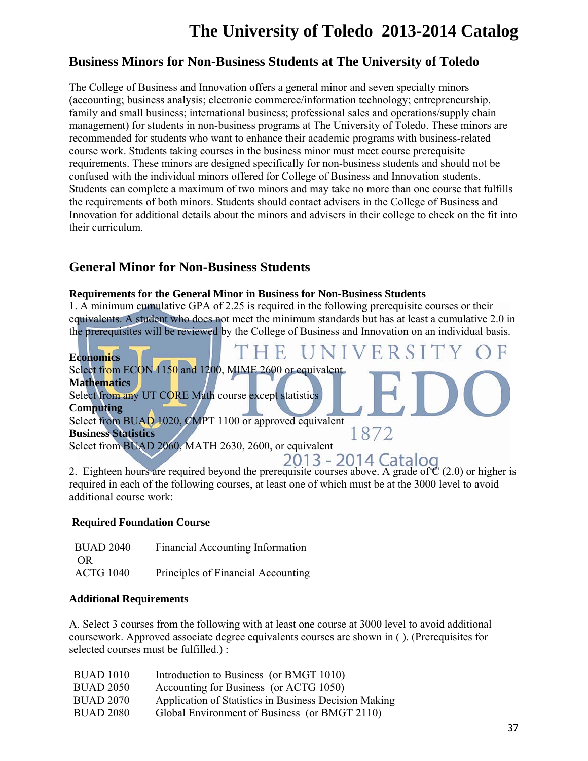## Business Minors for Non-Business Students at The University of Toledo

The College of Business and Innovation offers a general minor and seven specialty minors (accounting; business analysis; electronic commerce/information technology; entrepreneurship, family and small business; international business; professional sales and operations/supply chain management) for students in non-business programs at The University of Toledo. These minors are recommended for students who want to enhance their academic programs with business-related course work. Students taking courses in the business minor must meet course prerequisite requirements. These minors are designed specifically for non-business students and should not be confused with the individual minors offered for College of Business and Innovation students. Students can complete a maximum of two minors and may take no more than one course that fulfills the requirements of both minors. Students should contact advisers in the College of Business and Innovation for additional details about the minors and advisers in their college to check on the fit into their curriculum.

## General Minor for Non-Business Students

**Requirements for the General Minor in Business for Non-Business Students**

1. A minimum cumulative GPA of 2.25 is required in the following prerequisite courses or their equivalents. A student who does not meet the minimum standards but has at least a cumulative 2.0 in the prerequisites will be reviewed by the College of Business and Innovation on an individual basis.

**Economics**
Select from ECON 1150 and 1200, MIME 2600 or equivalent
**Mathematics**
Select from any UT CORE Math course except statistics
**Computing**
Select from BUAD 1020, CMPT 1100 or approved equivalent
**Business Statistics**
Select from BUAD 2060, MATH 2630, 2600, or equivalent

2. Eighteen hours are required beyond the prerequisite courses above. A grade of C (2.0) or higher is required in each of the following courses, at least one of which must be at the 3000 level to avoid additional course work:

**Required Foundation Course**

| | |
|---|---|
| BUAD 2040 | Financial Accounting Information |
| OR | |
| ACTG 1040 | Principles of Financial Accounting |

**Additional Requirements**

A. Select 3 courses from the following with at least one course at 3000 level to avoid additional coursework. Approved associate degree equivalents courses are shown in ( ). (Prerequisites for selected courses must be fulfilled.) :

| | |
|---|---|
| BUAD 1010 | Introduction to Business (or BMGT 1010) |
| BUAD 2050 | Accounting for Business (or ACTG 1050) |
| BUAD 2070 | Application of Statistics in Business Decision Making |
| BUAD 2080 | Global Environment of Business (or BMGT 2110) |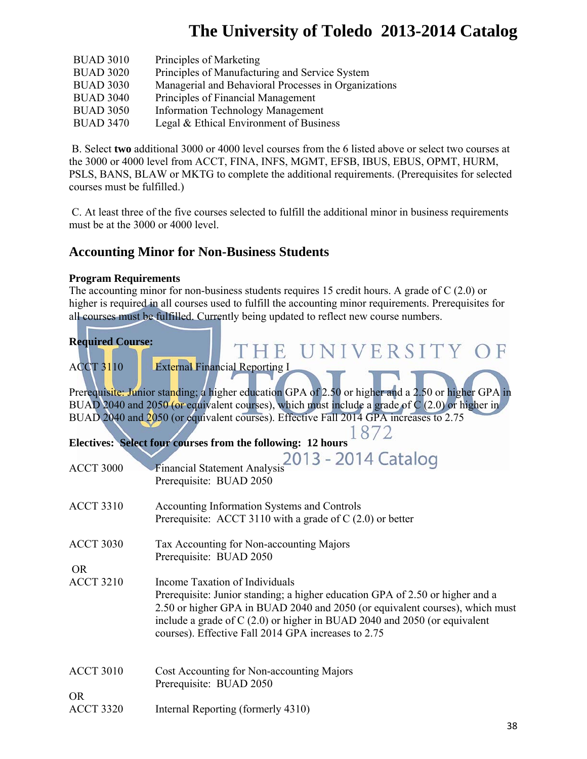| | |
|---|---|
| BUAD 3010 | Principles of Marketing |
| BUAD 3020 | Principles of Manufacturing and Service System |
| BUAD 3030 | Managerial and Behavioral Processes in Organizations |
| BUAD 3040 | Principles of Financial Management |
| BUAD 3050 | Information Technology Management |
| BUAD 3470 | Legal & Ethical Environment of Business |

B. Select **two** additional 3000 or 4000 level courses from the 6 listed above or select two courses at the 3000 or 4000 level from ACCT, FINA, INFS, MGMT, EFSB, IBUS, EBUS, OPMT, HURM, PSLS, BANS, BLAW or MKTG to complete the additional requirements. (Prerequisites for selected courses must be fulfilled.)

C. At least three of the five courses selected to fulfill the additional minor in business requirements must be at the 3000 or 4000 level.

## Accounting Minor for Non-Business Students

**Program Requirements**

The accounting minor for non-business students requires 15 credit hours. A grade of C (2.0) or higher is required in all courses used to fulfill the accounting minor requirements. Prerequisites for all courses must be fulfilled. Currently being updated to reflect new course numbers.

**Required Course:**

ACCT 3110 External Financial Reporting I

Prerequisite: Junior standing; a higher education GPA of 2.50 or higher and a 2.50 or higher GPA in BUAD 2040 and 2050 (or equivalent courses), which must include a grade of C (2.0) or higher in BUAD 2040 and 2050 (or equivalent courses). Effective Fall 2014 GPA increases to 2.75

**Electives: Select four courses from the following: 12 hours**

ACCT 3000 Financial Statement Analysis
Prerequisite: BUAD 2050

ACCT 3310 Accounting Information Systems and Controls
Prerequisite: ACCT 3110 with a grade of C (2.0) or better

ACCT 3030 Tax Accounting for Non-accounting Majors
Prerequisite: BUAD 2050

OR

ACCT 3210 Income Taxation of Individuals
Prerequisite: Junior standing; a higher education GPA of 2.50 or higher and a 2.50 or higher GPA in BUAD 2040 and 2050 (or equivalent courses), which must include a grade of C (2.0) or higher in BUAD 2040 and 2050 (or equivalent courses). Effective Fall 2014 GPA increases to 2.75

ACCT 3010 Cost Accounting for Non-accounting Majors
Prerequisite: BUAD 2050

OR

ACCT 3320 Internal Reporting (formerly 4310)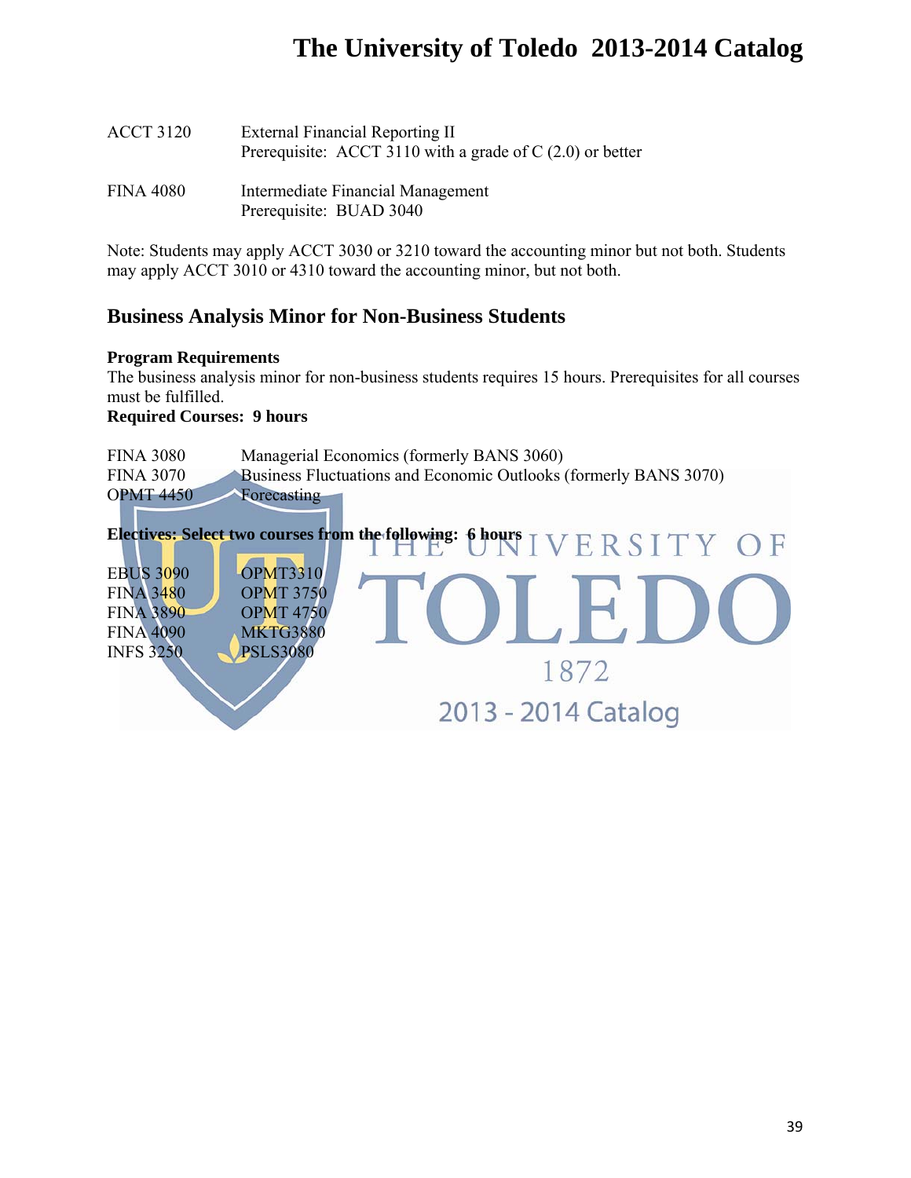| | |
|---|---|
| ACCT 3120 | External Financial Reporting II<br>Prerequisite: ACCT 3110 with a grade of C (2.0) or better |
| FINA 4080 | Intermediate Financial Management<br>Prerequisite: BUAD 3040 |

Note: Students may apply ACCT 3030 or 3210 toward the accounting minor but not both. Students may apply ACCT 3010 or 4310 toward the accounting minor, but not both.

## Business Analysis Minor for Non-Business Students

**Program Requirements**

The business analysis minor for non-business students requires 15 hours. Prerequisites for all courses must be fulfilled.

**Required Courses: 9 hours**

| | |
|---|---|
| FINA 3080 | Managerial Economics (formerly BANS 3060) |
| FINA 3070 | Business Fluctuations and Economic Outlooks (formerly BANS 3070) |
| OPMT 4450 | Forecasting |

**Electives: Select two courses from the following: 6 hours**

| | |
|---|---|
| EBUS 3090 | OPMT3310 |
| FINA 3480 | OPMT 3750 |
| FINA 3890 | OPMT 4750 |
| FINA 4090 | MKTG3880 |
| INFS 3250 | PSLS3080 |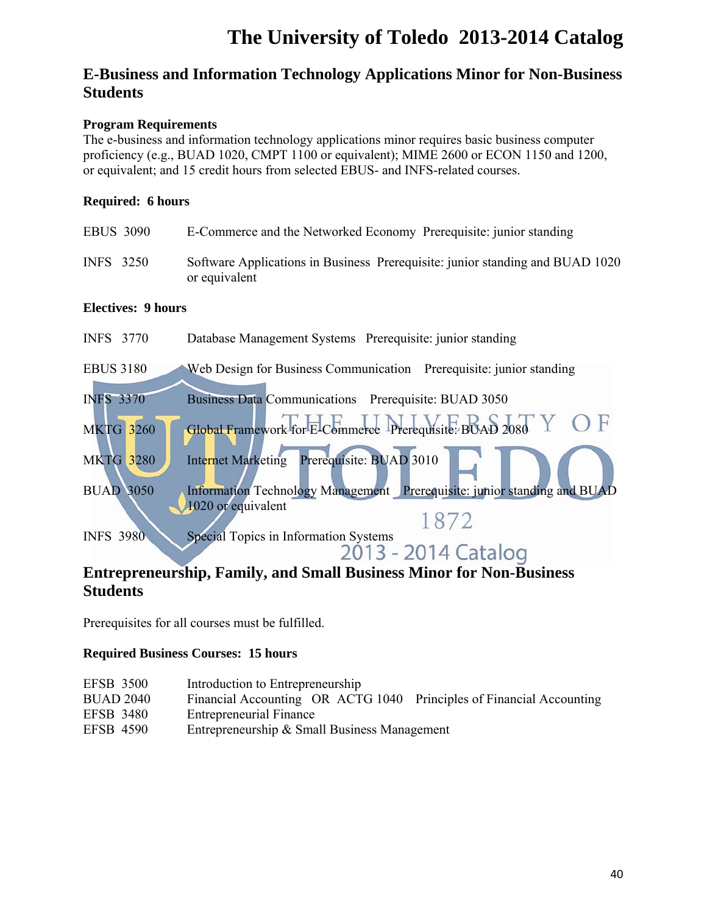## E-Business and Information Technology Applications Minor for Non-Business Students

**Program Requirements**

The e-business and information technology applications minor requires basic business computer proficiency (e.g., BUAD 1020, CMPT 1100 or equivalent); MIME 2600 or ECON 1150 and 1200, or equivalent; and 15 credit hours from selected EBUS- and INFS-related courses.

**Required: 6 hours**

| | |
|---|---|
| EBUS 3090 | E-Commerce and the Networked Economy Prerequisite: junior standing |
| INFS 3250 | Software Applications in Business Prerequisite: junior standing and BUAD 1020 or equivalent |

**Electives: 9 hours**

| | |
|---|---|
| INFS 3770 | Database Management Systems Prerequisite: junior standing |
| EBUS 3180 | Web Design for Business Communication Prerequisite: junior standing |
| INFS 3370 | Business Data Communications Prerequisite: BUAD 3050 |
| MKTG 3260 | Global Framework for E-Commerce Prerequisite: BUAD 2080 |
| MKTG 3280 | Internet Marketing Prerequisite: BUAD 3010 |
| BUAD 3050 | Information Technology Management Prerequisite: junior standing and BUAD 1020 or equivalent |
| INFS 3980 | Special Topics in Information Systems |

## Entrepreneurship, Family, and Small Business Minor for Non-Business Students

Prerequisites for all courses must be fulfilled.

**Required Business Courses: 15 hours**

| | |
|---|---|
| EFSB 3500 | Introduction to Entrepreneurship |
| BUAD 2040 | Financial Accounting OR ACTG 1040 Principles of Financial Accounting |
| EFSB 3480 | Entrepreneurial Finance |
| EFSB 4590 | Entrepreneurship & Small Business Management |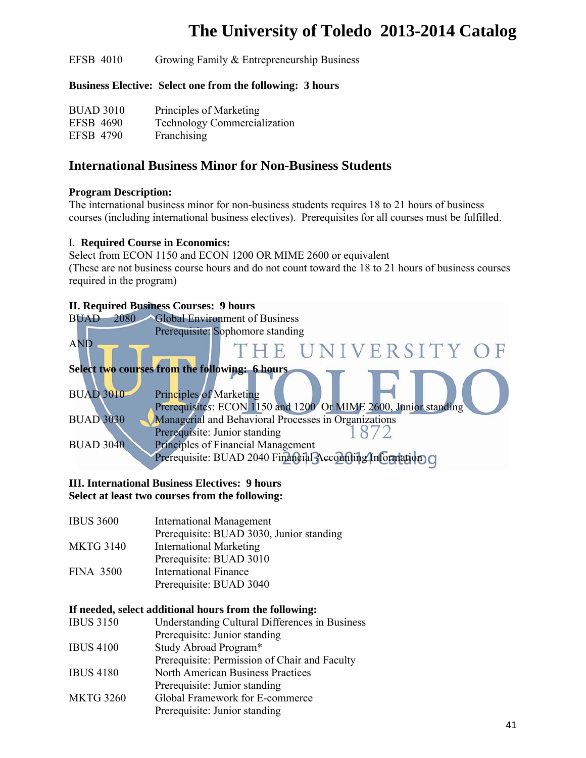EFSB 4010 Growing Family & Entrepreneurship Business

**Business Elective: Select one from the following: 3 hours**

| | |
|---|---|
| BUAD 3010 | Principles of Marketing |
| EFSB 4690 | Technology Commercialization |
| EFSB 4790 | Franchising |

## International Business Minor for Non-Business Students

**Program Description:**
The international business minor for non-business students requires 18 to 21 hours of business courses (including international business electives). Prerequisites for all courses must be fulfilled.

I. **Required Course in Economics:**
Select from ECON 1150 and ECON 1200 OR MIME 2600 or equivalent
(These are not business course hours and do not count toward the 18 to 21 hours of business courses required in the program)

**II. Required Business Courses: 9 hours**

BUAD 2080 Global Environment of Business
Prerequisite: Sophomore standing

AND

**Select two courses from the following: 6 hours**

BUAD 3010 Principles of Marketing
Prerequisites: ECON 1150 and 1200 Or MIME 2600, Junior standing

BUAD 3030 Managerial and Behavioral Processes in Organizations
Prerequisite: Junior standing

BUAD 3040 Principles of Financial Management
Prerequisite: BUAD 2040 Financial Accounting Information

**III. International Business Electives: 9 hours**
**Select at least two courses from the following:**

IBUS 3600 International Management
Prerequisite: BUAD 3030, Junior standing

MKTG 3140 International Marketing
Prerequisite: BUAD 3010

FINA 3500 International Finance
Prerequisite: BUAD 3040

**If needed, select additional hours from the following:**

IBUS 3150 Understanding Cultural Differences in Business
Prerequisite: Junior standing

IBUS 4100 Study Abroad Program*
Prerequisite: Permission of Chair and Faculty

IBUS 4180 North American Business Practices
Prerequisite: Junior standing

MKTG 3260 Global Framework for E-commerce
Prerequisite: Junior standing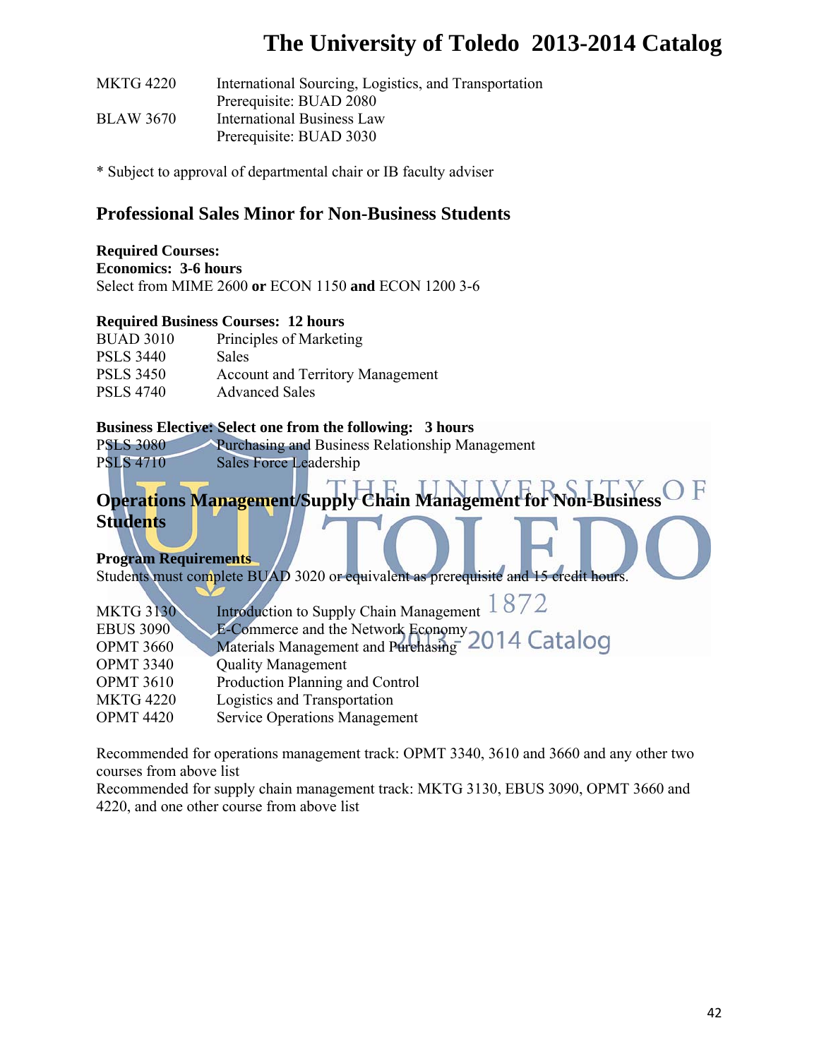| | |
|---|---|
| MKTG 4220 | International Sourcing, Logistics, and Transportation<br>Prerequisite: BUAD 2080 |
| BLAW 3670 | International Business Law<br>Prerequisite: BUAD 3030 |

* Subject to approval of departmental chair or IB faculty adviser

## Professional Sales Minor for Non-Business Students

**Required Courses:**
**Economics: 3-6 hours**
Select from MIME 2600 **or** ECON 1150 **and** ECON 1200 3-6

**Required Business Courses: 12 hours**

| | |
|---|---|
| BUAD 3010 | Principles of Marketing |
| PSLS 3440 | Sales |
| PSLS 3450 | Account and Territory Management |
| PSLS 4740 | Advanced Sales |

**Business Elective: Select one from the following: 3 hours**

| | |
|---|---|
| PSLS 3080 | Purchasing and Business Relationship Management |
| PSLS 4710 | Sales Force Leadership |

## Operations Management/Supply Chain Management for Non-Business Students

**Program Requirements**
Students must complete BUAD 3020 or equivalent as prerequisite and 15 credit hours.

| | |
|---|---|
| MKTG 3130 | Introduction to Supply Chain Management |
| EBUS 3090 | E-Commerce and the Network Economy |
| OPMT 3660 | Materials Management and Purchasing |
| OPMT 3340 | Quality Management |
| OPMT 3610 | Production Planning and Control |
| MKTG 4220 | Logistics and Transportation |
| OPMT 4420 | Service Operations Management |

Recommended for operations management track: OPMT 3340, 3610 and 3660 and any other two courses from above list
Recommended for supply chain management track: MKTG 3130, EBUS 3090, OPMT 3660 and 4220, and one other course from above list